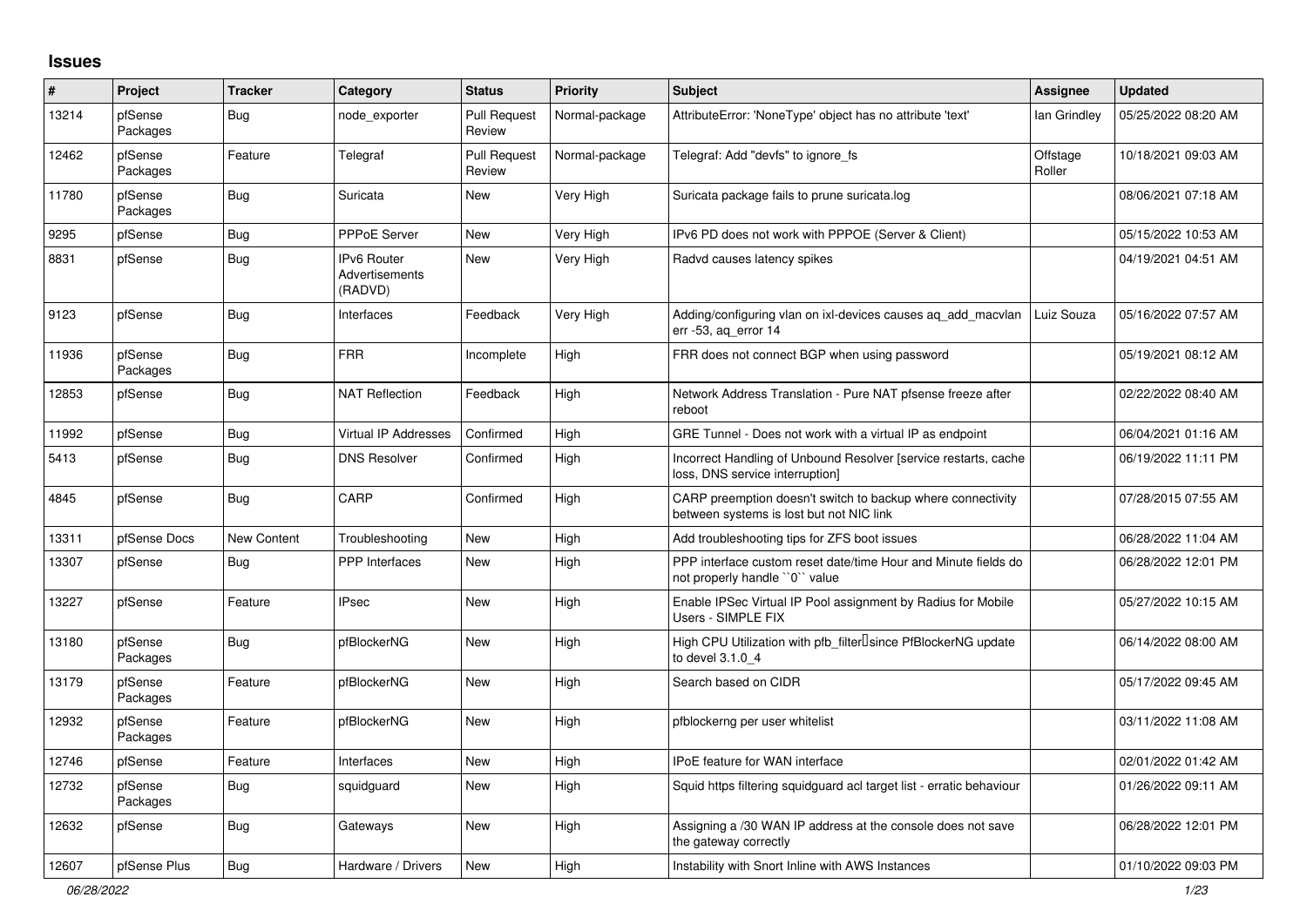# Issues

| # | Project | Tracker | Category | Status | Priority | Subject | Assignee | Updated |
|---|---|---|---|---|---|---|---|---|
| 13214 | pfSense Packages | Bug | node_exporter | Pull Request Review | Normal-package | AttributeError: 'NoneType' object has no attribute 'text' | Ian Grindley | 05/25/2022 08:20 AM |
| 12462 | pfSense Packages | Feature | Telegraf | Pull Request Review | Normal-package | Telegraf: Add "devfs" to ignore_fs | Offstage Roller | 10/18/2021 09:03 AM |
| 11780 | pfSense Packages | Bug | Suricata | New | Very High | Suricata package fails to prune suricata.log | | 08/06/2021 07:18 AM |
| 9295 | pfSense | Bug | PPPoE Server | New | Very High | IPv6 PD does not work with PPPOE (Server & Client) | | 05/15/2022 10:53 AM |
| 8831 | pfSense | Bug | IPv6 Router Advertisements (RADVD) | New | Very High | Radvd causes latency spikes | | 04/19/2021 04:51 AM |
| 9123 | pfSense | Bug | Interfaces | Feedback | Very High | Adding/configuring vlan on ixl-devices causes aq_add_macvlan err -53, aq_error 14 | Luiz Souza | 05/16/2022 07:57 AM |
| 11936 | pfSense Packages | Bug | FRR | Incomplete | High | FRR does not connect BGP when using password | | 05/19/2021 08:12 AM |
| 12853 | pfSense | Bug | NAT Reflection | Feedback | High | Network Address Translation - Pure NAT pfsense freeze after reboot | | 02/22/2022 08:40 AM |
| 11992 | pfSense | Bug | Virtual IP Addresses | Confirmed | High | GRE Tunnel - Does not work with a virtual IP as endpoint | | 06/04/2021 01:16 AM |
| 5413 | pfSense | Bug | DNS Resolver | Confirmed | High | Incorrect Handling of Unbound Resolver [service restarts, cache loss, DNS service interruption] | | 06/19/2022 11:11 PM |
| 4845 | pfSense | Bug | CARP | Confirmed | High | CARP preemption doesn't switch to backup where connectivity between systems is lost but not NIC link | | 07/28/2015 07:55 AM |
| 13311 | pfSense Docs | New Content | Troubleshooting | New | High | Add troubleshooting tips for ZFS boot issues | | 06/28/2022 11:04 AM |
| 13307 | pfSense | Bug | PPP Interfaces | New | High | PPP interface custom reset date/time Hour and Minute fields do not properly handle ``0`` value | | 06/28/2022 12:01 PM |
| 13227 | pfSense | Feature | IPsec | New | High | Enable IPSec Virtual IP Pool assignment by Radius for Mobile Users - SIMPLE FIX | | 05/27/2022 10:15 AM |
| 13180 | pfSense Packages | Bug | pfBlockerNG | New | High | High CPU Utilization with pfb_filter since PfBlockerNG update to devel 3.1.0_4 | | 06/14/2022 08:00 AM |
| 13179 | pfSense Packages | Feature | pfBlockerNG | New | High | Search based on CIDR | | 05/17/2022 09:45 AM |
| 12932 | pfSense Packages | Feature | pfBlockerNG | New | High | pfblockerng per user whitelist | | 03/11/2022 11:08 AM |
| 12746 | pfSense | Feature | Interfaces | New | High | IPoE feature for WAN interface | | 02/01/2022 01:42 AM |
| 12732 | pfSense Packages | Bug | squidguard | New | High | Squid https filtering squidguard acl target list - erratic behaviour | | 01/26/2022 09:11 AM |
| 12632 | pfSense | Bug | Gateways | New | High | Assigning a /30 WAN IP address at the console does not save the gateway correctly | | 06/28/2022 12:01 PM |
| 12607 | pfSense Plus | Bug | Hardware / Drivers | New | High | Instability with Snort Inline with AWS Instances | | 01/10/2022 09:03 PM |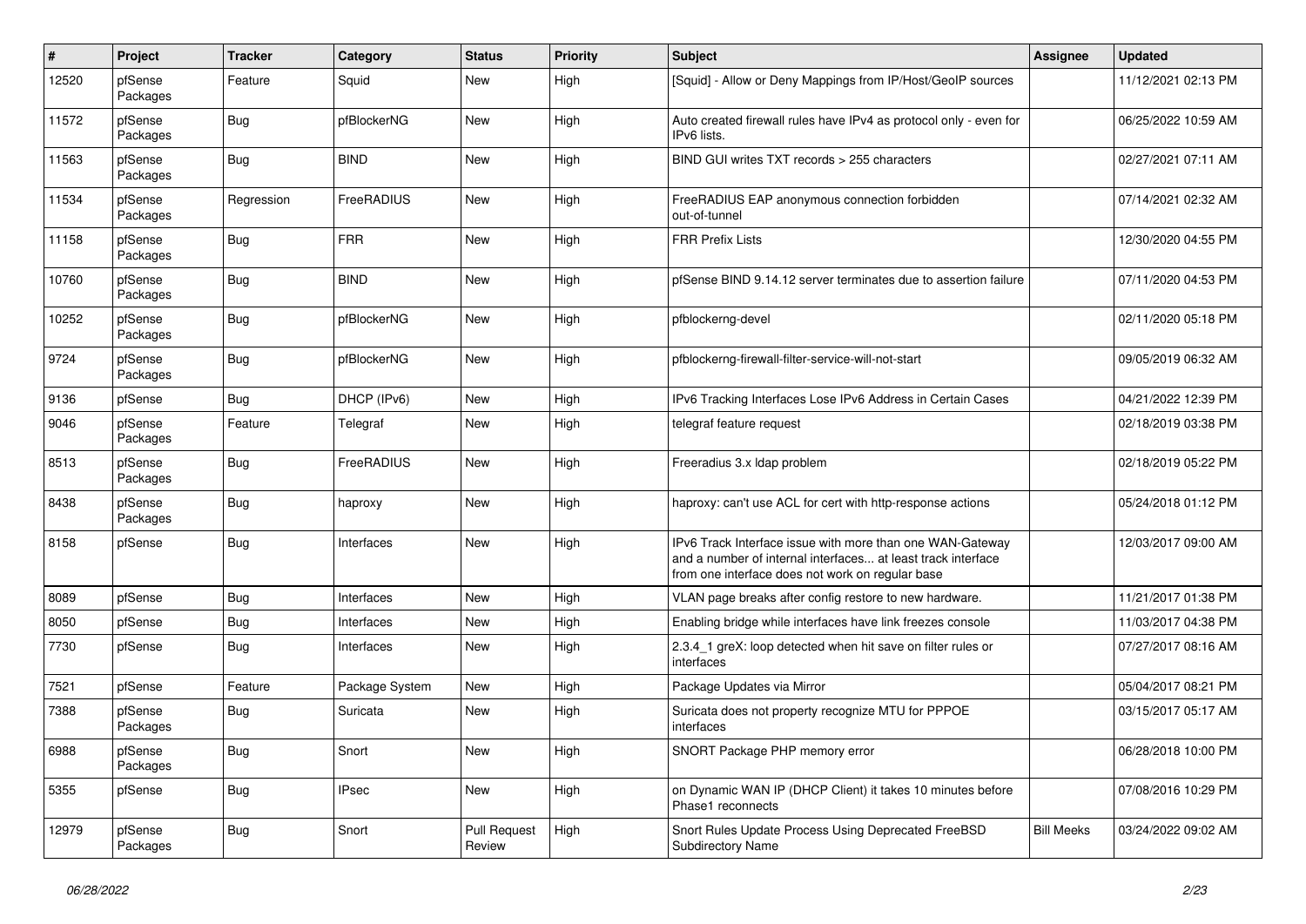| # | Project | Tracker | Category | Status | Priority | Subject | Assignee | Updated |
|---|---|---|---|---|---|---|---|---|
| 12520 | pfSense Packages | Feature | Squid | New | High | [Squid] - Allow or Deny Mappings from IP/Host/GeoIP sources | | 11/12/2021 02:13 PM |
| 11572 | pfSense Packages | Bug | pfBlockerNG | New | High | Auto created firewall rules have IPv4 as protocol only - even for IPv6 lists. | | 06/25/2022 10:59 AM |
| 11563 | pfSense Packages | Bug | BIND | New | High | BIND GUI writes TXT records > 255 characters | | 02/27/2021 07:11 AM |
| 11534 | pfSense Packages | Regression | FreeRADIUS | New | High | FreeRADIUS EAP anonymous connection forbidden out-of-tunnel | | 07/14/2021 02:32 AM |
| 11158 | pfSense Packages | Bug | FRR | New | High | FRR Prefix Lists | | 12/30/2020 04:55 PM |
| 10760 | pfSense Packages | Bug | BIND | New | High | pfSense BIND 9.14.12 server terminates due to assertion failure | | 07/11/2020 04:53 PM |
| 10252 | pfSense Packages | Bug | pfBlockerNG | New | High | pfblockerng-devel | | 02/11/2020 05:18 PM |
| 9724 | pfSense Packages | Bug | pfBlockerNG | New | High | pfblockerng-firewall-filter-service-will-not-start | | 09/05/2019 06:32 AM |
| 9136 | pfSense | Bug | DHCP (IPv6) | New | High | IPv6 Tracking Interfaces Lose IPv6 Address in Certain Cases | | 04/21/2022 12:39 PM |
| 9046 | pfSense Packages | Feature | Telegraf | New | High | telegraf feature request | | 02/18/2019 03:38 PM |
| 8513 | pfSense Packages | Bug | FreeRADIUS | New | High | Freeradius 3.x ldap problem | | 02/18/2019 05:22 PM |
| 8438 | pfSense Packages | Bug | haproxy | New | High | haproxy: can't use ACL for cert with http-response actions | | 05/24/2018 01:12 PM |
| 8158 | pfSense | Bug | Interfaces | New | High | IPv6 Track Interface issue with more than one WAN-Gateway and a number of internal interfaces... at least track interface from one interface does not work on regular base | | 12/03/2017 09:00 AM |
| 8089 | pfSense | Bug | Interfaces | New | High | VLAN page breaks after config restore to new hardware. | | 11/21/2017 01:38 PM |
| 8050 | pfSense | Bug | Interfaces | New | High | Enabling bridge while interfaces have link freezes console | | 11/03/2017 04:38 PM |
| 7730 | pfSense | Bug | Interfaces | New | High | 2.3.4_1 greX: loop detected when hit save on filter rules or interfaces | | 07/27/2017 08:16 AM |
| 7521 | pfSense | Feature | Package System | New | High | Package Updates via Mirror | | 05/04/2017 08:21 PM |
| 7388 | pfSense Packages | Bug | Suricata | New | High | Suricata does not property recognize MTU for PPPOE interfaces | | 03/15/2017 05:17 AM |
| 6988 | pfSense Packages | Bug | Snort | New | High | SNORT Package PHP memory error | | 06/28/2018 10:00 PM |
| 5355 | pfSense | Bug | IPsec | New | High | on Dynamic WAN IP (DHCP Client) it takes 10 minutes before Phase1 reconnects | | 07/08/2016 10:29 PM |
| 12979 | pfSense Packages | Bug | Snort | Pull Request Review | High | Snort Rules Update Process Using Deprecated FreeBSD Subdirectory Name | Bill Meeks | 03/24/2022 09:02 AM |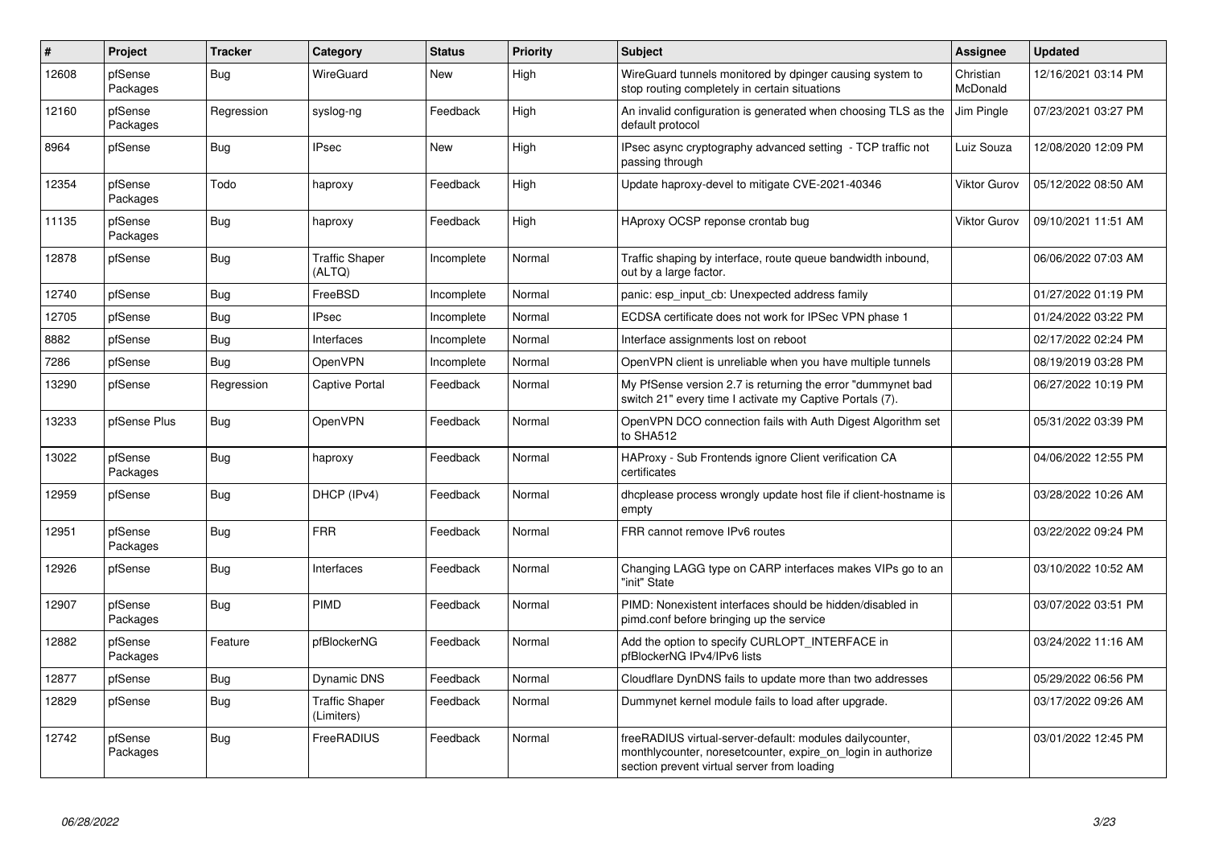| # | Project | Tracker | Category | Status | Priority | Subject | Assignee | Updated |
|---|---|---|---|---|---|---|---|---|
| 12608 | pfSense Packages | Bug | WireGuard | New | High | WireGuard tunnels monitored by dpinger causing system to stop routing completely in certain situations | Christian McDonald | 12/16/2021 03:14 PM |
| 12160 | pfSense Packages | Regression | syslog-ng | Feedback | High | An invalid configuration is generated when choosing TLS as the default protocol | Jim Pingle | 07/23/2021 03:27 PM |
| 8964 | pfSense | Bug | IPsec | New | High | IPsec async cryptography advanced setting - TCP traffic not passing through | Luiz Souza | 12/08/2020 12:09 PM |
| 12354 | pfSense Packages | Todo | haproxy | Feedback | High | Update haproxy-devel to mitigate CVE-2021-40346 | Viktor Gurov | 05/12/2022 08:50 AM |
| 11135 | pfSense Packages | Bug | haproxy | Feedback | High | HAproxy OCSP reponse crontab bug | Viktor Gurov | 09/10/2021 11:51 AM |
| 12878 | pfSense | Bug | Traffic Shaper (ALTQ) | Incomplete | Normal | Traffic shaping by interface, route queue bandwidth inbound, out by a large factor. | | 06/06/2022 07:03 AM |
| 12740 | pfSense | Bug | FreeBSD | Incomplete | Normal | panic: esp_input_cb: Unexpected address family | | 01/27/2022 01:19 PM |
| 12705 | pfSense | Bug | IPsec | Incomplete | Normal | ECDSA certificate does not work for IPSec VPN phase 1 | | 01/24/2022 03:22 PM |
| 8882 | pfSense | Bug | Interfaces | Incomplete | Normal | Interface assignments lost on reboot | | 02/17/2022 02:24 PM |
| 7286 | pfSense | Bug | OpenVPN | Incomplete | Normal | OpenVPN client is unreliable when you have multiple tunnels | | 08/19/2019 03:28 PM |
| 13290 | pfSense | Regression | Captive Portal | Feedback | Normal | My PfSense version 2.7 is returning the error "dummynet bad switch 21" every time I activate my Captive Portals (7). | | 06/27/2022 10:19 PM |
| 13233 | pfSense Plus | Bug | OpenVPN | Feedback | Normal | OpenVPN DCO connection fails with Auth Digest Algorithm set to SHA512 | | 05/31/2022 03:39 PM |
| 13022 | pfSense Packages | Bug | haproxy | Feedback | Normal | HAProxy - Sub Frontends ignore Client verification CA certificates | | 04/06/2022 12:55 PM |
| 12959 | pfSense | Bug | DHCP (IPv4) | Feedback | Normal | dhcplease process wrongly update host file if client-hostname is empty | | 03/28/2022 10:26 AM |
| 12951 | pfSense Packages | Bug | FRR | Feedback | Normal | FRR cannot remove IPv6 routes | | 03/22/2022 09:24 PM |
| 12926 | pfSense | Bug | Interfaces | Feedback | Normal | Changing LAGG type on CARP interfaces makes VIPs go to an "init" State | | 03/10/2022 10:52 AM |
| 12907 | pfSense Packages | Bug | PIMD | Feedback | Normal | PIMD: Nonexistent interfaces should be hidden/disabled in pimd.conf before bringing up the service | | 03/07/2022 03:51 PM |
| 12882 | pfSense Packages | Feature | pfBlockerNG | Feedback | Normal | Add the option to specify CURLOPT_INTERFACE in pfBlockerNG IPv4/IPv6 lists | | 03/24/2022 11:16 AM |
| 12877 | pfSense | Bug | Dynamic DNS | Feedback | Normal | Cloudflare DynDNS fails to update more than two addresses | | 05/29/2022 06:56 PM |
| 12829 | pfSense | Bug | Traffic Shaper (Limiters) | Feedback | Normal | Dummynet kernel module fails to load after upgrade. | | 03/17/2022 09:26 AM |
| 12742 | pfSense Packages | Bug | FreeRADIUS | Feedback | Normal | freeRADIUS virtual-server-default: modules dailycounter, monthlycounter, noresetcounter, expire_on_login in authorize section prevent virtual server from loading | | 03/01/2022 12:45 PM |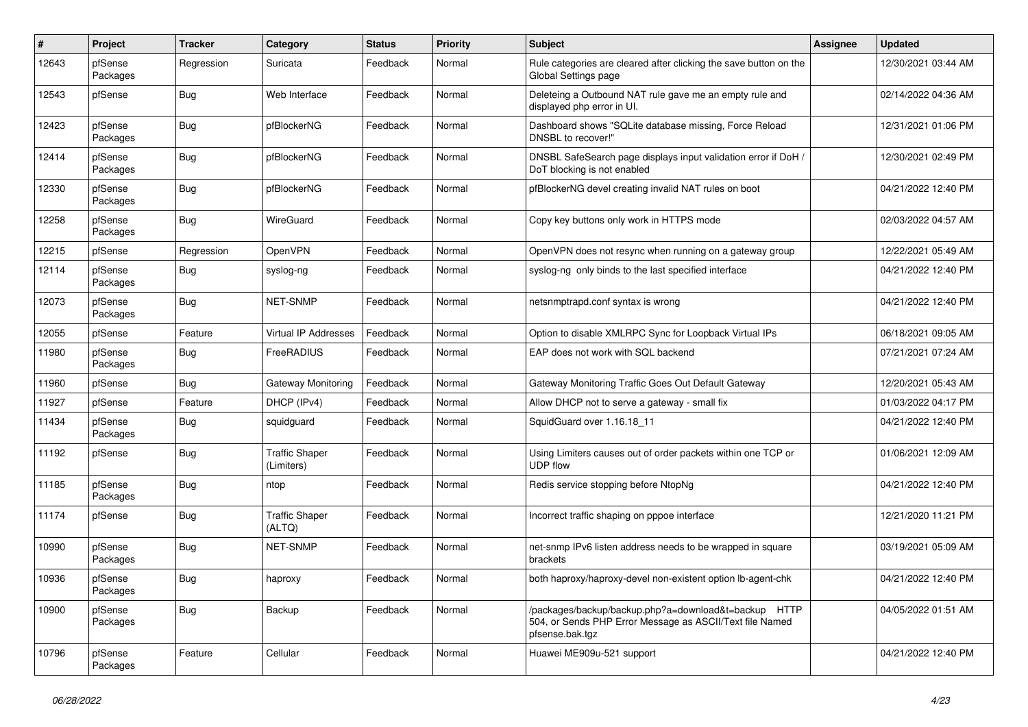| # | Project | Tracker | Category | Status | Priority | Subject | Assignee | Updated |
|---|---|---|---|---|---|---|---|---|
| 12643 | pfSense Packages | Regression | Suricata | Feedback | Normal | Rule categories are cleared after clicking the save button on the Global Settings page | | 12/30/2021 03:44 AM |
| 12543 | pfSense | Bug | Web Interface | Feedback | Normal | Deleteing a Outbound NAT rule gave me an empty rule and displayed php error in UI. | | 02/14/2022 04:36 AM |
| 12423 | pfSense Packages | Bug | pfBlockerNG | Feedback | Normal | Dashboard shows "SQLite database missing, Force Reload DNSBL to recover!" | | 12/31/2021 01:06 PM |
| 12414 | pfSense Packages | Bug | pfBlockerNG | Feedback | Normal | DNSBL SafeSearch page displays input validation error if DoH / DoT blocking is not enabled | | 12/30/2021 02:49 PM |
| 12330 | pfSense Packages | Bug | pfBlockerNG | Feedback | Normal | pfBlockerNG devel creating invalid NAT rules on boot | | 04/21/2022 12:40 PM |
| 12258 | pfSense Packages | Bug | WireGuard | Feedback | Normal | Copy key buttons only work in HTTPS mode | | 02/03/2022 04:57 AM |
| 12215 | pfSense | Regression | OpenVPN | Feedback | Normal | OpenVPN does not resync when running on a gateway group | | 12/22/2021 05:49 AM |
| 12114 | pfSense Packages | Bug | syslog-ng | Feedback | Normal | syslog-ng only binds to the last specified interface | | 04/21/2022 12:40 PM |
| 12073 | pfSense Packages | Bug | NET-SNMP | Feedback | Normal | netsnmptrapd.conf syntax is wrong | | 04/21/2022 12:40 PM |
| 12055 | pfSense | Feature | Virtual IP Addresses | Feedback | Normal | Option to disable XMLRPC Sync for Loopback Virtual IPs | | 06/18/2021 09:05 AM |
| 11980 | pfSense Packages | Bug | FreeRADIUS | Feedback | Normal | EAP does not work with SQL backend | | 07/21/2021 07:24 AM |
| 11960 | pfSense | Bug | Gateway Monitoring | Feedback | Normal | Gateway Monitoring Traffic Goes Out Default Gateway | | 12/20/2021 05:43 AM |
| 11927 | pfSense | Feature | DHCP (IPv4) | Feedback | Normal | Allow DHCP not to serve a gateway - small fix | | 01/03/2022 04:17 PM |
| 11434 | pfSense Packages | Bug | squidguard | Feedback | Normal | SquidGuard over 1.16.18_11 | | 04/21/2022 12:40 PM |
| 11192 | pfSense | Bug | Traffic Shaper (Limiters) | Feedback | Normal | Using Limiters causes out of order packets within one TCP or UDP flow | | 01/06/2021 12:09 AM |
| 11185 | pfSense Packages | Bug | ntop | Feedback | Normal | Redis service stopping before NtopNg | | 04/21/2022 12:40 PM |
| 11174 | pfSense | Bug | Traffic Shaper (ALTQ) | Feedback | Normal | Incorrect traffic shaping on pppoe interface | | 12/21/2020 11:21 PM |
| 10990 | pfSense Packages | Bug | NET-SNMP | Feedback | Normal | net-snmp IPv6 listen address needs to be wrapped in square brackets | | 03/19/2021 05:09 AM |
| 10936 | pfSense Packages | Bug | haproxy | Feedback | Normal | both haproxy/haproxy-devel non-existent option lb-agent-chk | | 04/21/2022 12:40 PM |
| 10900 | pfSense Packages | Bug | Backup | Feedback | Normal | /packages/backup/backup.php?a=download&t=backup HTTP 504, or Sends PHP Error Message as ASCII/Text file Named pfsense.bak.tgz | | 04/05/2022 01:51 AM |
| 10796 | pfSense Packages | Feature | Cellular | Feedback | Normal | Huawei ME909u-521 support | | 04/21/2022 12:40 PM |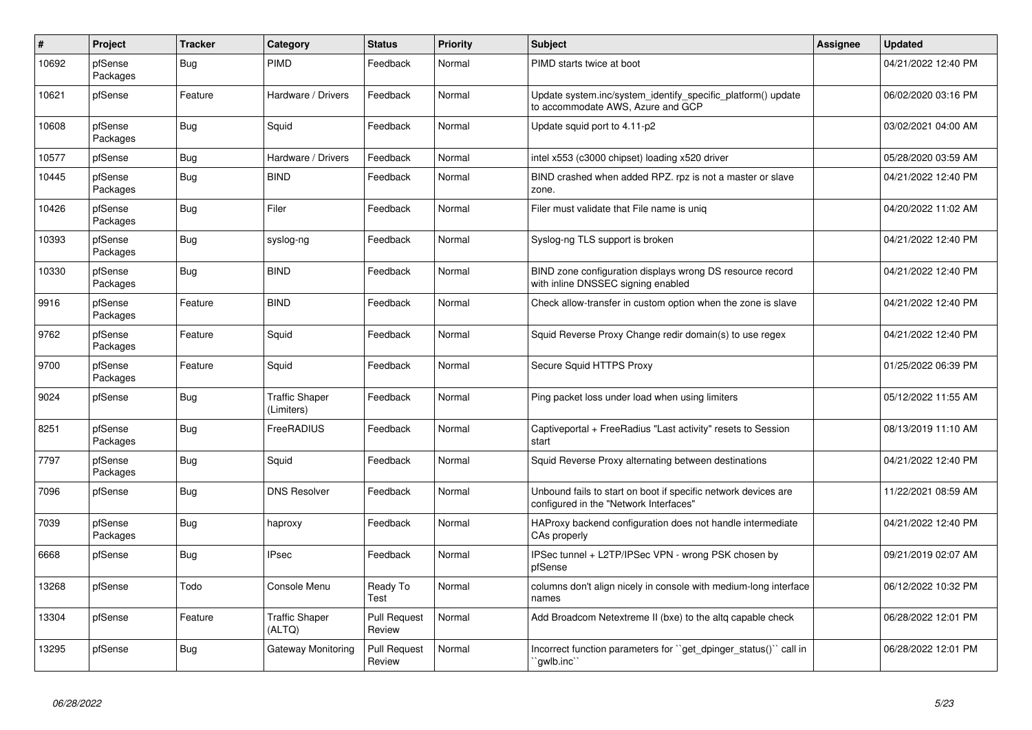| # | Project | Tracker | Category | Status | Priority | Subject | Assignee | Updated |
|---|---|---|---|---|---|---|---|---|
| 10692 | pfSense Packages | Bug | PIMD | Feedback | Normal | PIMD starts twice at boot | | 04/21/2022 12:40 PM |
| 10621 | pfSense | Feature | Hardware / Drivers | Feedback | Normal | Update system.inc/system_identify_specific_platform() update to accommodate AWS, Azure and GCP | | 06/02/2020 03:16 PM |
| 10608 | pfSense Packages | Bug | Squid | Feedback | Normal | Update squid port to 4.11-p2 | | 03/02/2021 04:00 AM |
| 10577 | pfSense | Bug | Hardware / Drivers | Feedback | Normal | intel x553 (c3000 chipset) loading x520 driver | | 05/28/2020 03:59 AM |
| 10445 | pfSense Packages | Bug | BIND | Feedback | Normal | BIND crashed when added RPZ. rpz is not a master or slave zone. | | 04/21/2022 12:40 PM |
| 10426 | pfSense Packages | Bug | Filer | Feedback | Normal | Filer must validate that File name is uniq | | 04/20/2022 11:02 AM |
| 10393 | pfSense Packages | Bug | syslog-ng | Feedback | Normal | Syslog-ng TLS support is broken | | 04/21/2022 12:40 PM |
| 10330 | pfSense Packages | Bug | BIND | Feedback | Normal | BIND zone configuration displays wrong DS resource record with inline DNSSEC signing enabled | | 04/21/2022 12:40 PM |
| 9916 | pfSense Packages | Feature | BIND | Feedback | Normal | Check allow-transfer in custom option when the zone is slave | | 04/21/2022 12:40 PM |
| 9762 | pfSense Packages | Feature | Squid | Feedback | Normal | Squid Reverse Proxy Change redir domain(s) to use regex | | 04/21/2022 12:40 PM |
| 9700 | pfSense Packages | Feature | Squid | Feedback | Normal | Secure Squid HTTPS Proxy | | 01/25/2022 06:39 PM |
| 9024 | pfSense | Bug | Traffic Shaper (Limiters) | Feedback | Normal | Ping packet loss under load when using limiters | | 05/12/2022 11:55 AM |
| 8251 | pfSense Packages | Bug | FreeRADIUS | Feedback | Normal | Captiveportal + FreeRadius "Last activity" resets to Session start | | 08/13/2019 11:10 AM |
| 7797 | pfSense Packages | Bug | Squid | Feedback | Normal | Squid Reverse Proxy alternating between destinations | | 04/21/2022 12:40 PM |
| 7096 | pfSense | Bug | DNS Resolver | Feedback | Normal | Unbound fails to start on boot if specific network devices are configured in the "Network Interfaces" | | 11/22/2021 08:59 AM |
| 7039 | pfSense Packages | Bug | haproxy | Feedback | Normal | HAProxy backend configuration does not handle intermediate CAs properly | | 04/21/2022 12:40 PM |
| 6668 | pfSense | Bug | IPsec | Feedback | Normal | IPSec tunnel + L2TP/IPSec VPN - wrong PSK chosen by pfSense | | 09/21/2019 02:07 AM |
| 13268 | pfSense | Todo | Console Menu | Ready To Test | Normal | columns don't align nicely in console with medium-long interface names | | 06/12/2022 10:32 PM |
| 13304 | pfSense | Feature | Traffic Shaper (ALTQ) | Pull Request Review | Normal | Add Broadcom Netextreme II (bxe) to the altq capable check | | 06/28/2022 12:01 PM |
| 13295 | pfSense | Bug | Gateway Monitoring | Pull Request Review | Normal | Incorrect function parameters for ``get_dpinger_status()`` call in ``gwlb.inc`` | | 06/28/2022 12:01 PM |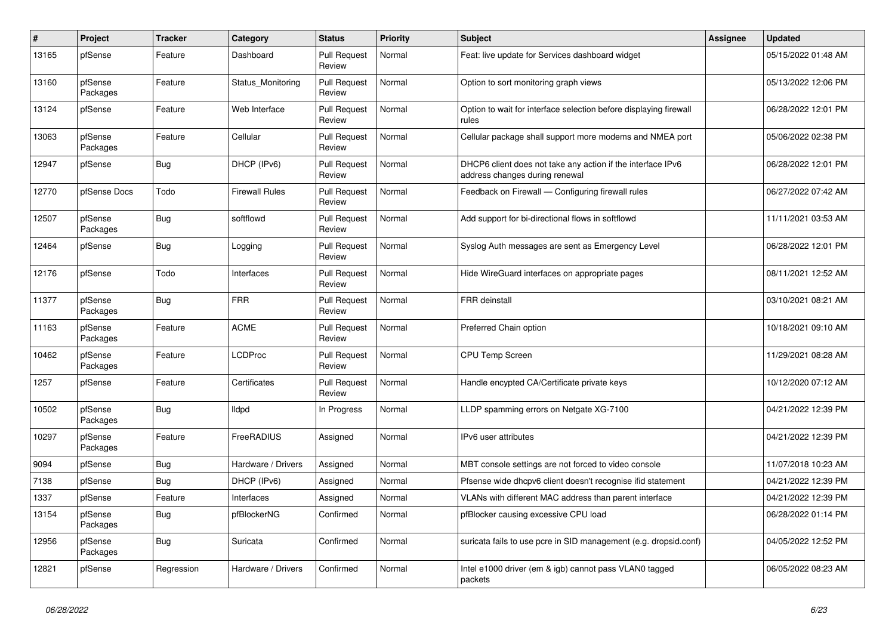| # | Project | Tracker | Category | Status | Priority | Subject | Assignee | Updated |
|---|---|---|---|---|---|---|---|---|
| 13165 | pfSense | Feature | Dashboard | Pull Request Review | Normal | Feat: live update for Services dashboard widget | | 05/15/2022 01:48 AM |
| 13160 | pfSense Packages | Feature | Status_Monitoring | Pull Request Review | Normal | Option to sort monitoring graph views | | 05/13/2022 12:06 PM |
| 13124 | pfSense | Feature | Web Interface | Pull Request Review | Normal | Option to wait for interface selection before displaying firewall rules | | 06/28/2022 12:01 PM |
| 13063 | pfSense Packages | Feature | Cellular | Pull Request Review | Normal | Cellular package shall support more modems and NMEA port | | 05/06/2022 02:38 PM |
| 12947 | pfSense | Bug | DHCP (IPv6) | Pull Request Review | Normal | DHCP6 client does not take any action if the interface IPv6 address changes during renewal | | 06/28/2022 12:01 PM |
| 12770 | pfSense Docs | Todo | Firewall Rules | Pull Request Review | Normal | Feedback on Firewall — Configuring firewall rules | | 06/27/2022 07:42 AM |
| 12507 | pfSense Packages | Bug | softflowd | Pull Request Review | Normal | Add support for bi-directional flows in softflowd | | 11/11/2021 03:53 AM |
| 12464 | pfSense | Bug | Logging | Pull Request Review | Normal | Syslog Auth messages are sent as Emergency Level | | 06/28/2022 12:01 PM |
| 12176 | pfSense | Todo | Interfaces | Pull Request Review | Normal | Hide WireGuard interfaces on appropriate pages | | 08/11/2021 12:52 AM |
| 11377 | pfSense Packages | Bug | FRR | Pull Request Review | Normal | FRR deinstall | | 03/10/2021 08:21 AM |
| 11163 | pfSense Packages | Feature | ACME | Pull Request Review | Normal | Preferred Chain option | | 10/18/2021 09:10 AM |
| 10462 | pfSense Packages | Feature | LCDProc | Pull Request Review | Normal | CPU Temp Screen | | 11/29/2021 08:28 AM |
| 1257 | pfSense | Feature | Certificates | Pull Request Review | Normal | Handle encypted CA/Certificate private keys | | 10/12/2020 07:12 AM |
| 10502 | pfSense Packages | Bug | lldpd | In Progress | Normal | LLDP spamming errors on Netgate XG-7100 | | 04/21/2022 12:39 PM |
| 10297 | pfSense Packages | Feature | FreeRADIUS | Assigned | Normal | IPv6 user attributes | | 04/21/2022 12:39 PM |
| 9094 | pfSense | Bug | Hardware / Drivers | Assigned | Normal | MBT console settings are not forced to video console | | 11/07/2018 10:23 AM |
| 7138 | pfSense | Bug | DHCP (IPv6) | Assigned | Normal | Pfsense wide dhcpv6 client doesn't recognise ifid statement | | 04/21/2022 12:39 PM |
| 1337 | pfSense | Feature | Interfaces | Assigned | Normal | VLANs with different MAC address than parent interface | | 04/21/2022 12:39 PM |
| 13154 | pfSense Packages | Bug | pfBlockerNG | Confirmed | Normal | pfBlocker causing excessive CPU load | | 06/28/2022 01:14 PM |
| 12956 | pfSense Packages | Bug | Suricata | Confirmed | Normal | suricata fails to use pcre in SID management (e.g. dropsid.conf) | | 04/05/2022 12:52 PM |
| 12821 | pfSense | Regression | Hardware / Drivers | Confirmed | Normal | Intel e1000 driver (em & igb) cannot pass VLAN0 tagged packets | | 06/05/2022 08:23 AM |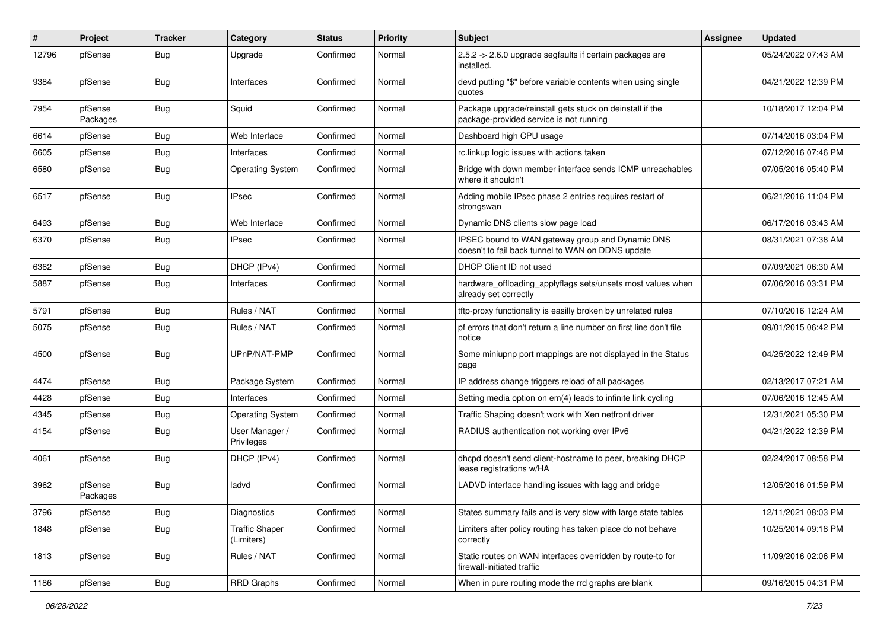| # | Project | Tracker | Category | Status | Priority | Subject | Assignee | Updated |
|---|---|---|---|---|---|---|---|---|
| 12796 | pfSense | Bug | Upgrade | Confirmed | Normal | 2.5.2 -> 2.6.0 upgrade segfaults if certain packages are installed. | | 05/24/2022 07:43 AM |
| 9384 | pfSense | Bug | Interfaces | Confirmed | Normal | devd putting "$" before variable contents when using single quotes | | 04/21/2022 12:39 PM |
| 7954 | pfSense Packages | Bug | Squid | Confirmed | Normal | Package upgrade/reinstall gets stuck on deinstall if the package-provided service is not running | | 10/18/2017 12:04 PM |
| 6614 | pfSense | Bug | Web Interface | Confirmed | Normal | Dashboard high CPU usage | | 07/14/2016 03:04 PM |
| 6605 | pfSense | Bug | Interfaces | Confirmed | Normal | rc.linkup logic issues with actions taken | | 07/12/2016 07:46 PM |
| 6580 | pfSense | Bug | Operating System | Confirmed | Normal | Bridge with down member interface sends ICMP unreachables where it shouldn't | | 07/05/2016 05:40 PM |
| 6517 | pfSense | Bug | IPsec | Confirmed | Normal | Adding mobile IPsec phase 2 entries requires restart of strongswan | | 06/21/2016 11:04 PM |
| 6493 | pfSense | Bug | Web Interface | Confirmed | Normal | Dynamic DNS clients slow page load | | 06/17/2016 03:43 AM |
| 6370 | pfSense | Bug | IPsec | Confirmed | Normal | IPSEC bound to WAN gateway group and Dynamic DNS doesn't to fail back tunnel to WAN on DDNS update | | 08/31/2021 07:38 AM |
| 6362 | pfSense | Bug | DHCP (IPv4) | Confirmed | Normal | DHCP Client ID not used | | 07/09/2021 06:30 AM |
| 5887 | pfSense | Bug | Interfaces | Confirmed | Normal | hardware_offloading_applyflags sets/unsets most values when already set correctly | | 07/06/2016 03:31 PM |
| 5791 | pfSense | Bug | Rules / NAT | Confirmed | Normal | tftp-proxy functionality is easilly broken by unrelated rules | | 07/10/2016 12:24 AM |
| 5075 | pfSense | Bug | Rules / NAT | Confirmed | Normal | pf errors that don't return a line number on first line don't file notice | | 09/01/2015 06:42 PM |
| 4500 | pfSense | Bug | UPnP/NAT-PMP | Confirmed | Normal | Some miniupnp port mappings are not displayed in the Status page | | 04/25/2022 12:49 PM |
| 4474 | pfSense | Bug | Package System | Confirmed | Normal | IP address change triggers reload of all packages | | 02/13/2017 07:21 AM |
| 4428 | pfSense | Bug | Interfaces | Confirmed | Normal | Setting media option on em(4) leads to infinite link cycling | | 07/06/2016 12:45 AM |
| 4345 | pfSense | Bug | Operating System | Confirmed | Normal | Traffic Shaping doesn't work with Xen netfront driver | | 12/31/2021 05:30 PM |
| 4154 | pfSense | Bug | User Manager / Privileges | Confirmed | Normal | RADIUS authentication not working over IPv6 | | 04/21/2022 12:39 PM |
| 4061 | pfSense | Bug | DHCP (IPv4) | Confirmed | Normal | dhcpd doesn't send client-hostname to peer, breaking DHCP lease registrations w/HA | | 02/24/2017 08:58 PM |
| 3962 | pfSense Packages | Bug | ladvd | Confirmed | Normal | LADVD interface handling issues with lagg and bridge | | 12/05/2016 01:59 PM |
| 3796 | pfSense | Bug | Diagnostics | Confirmed | Normal | States summary fails and is very slow with large state tables | | 12/11/2021 08:03 PM |
| 1848 | pfSense | Bug | Traffic Shaper (Limiters) | Confirmed | Normal | Limiters after policy routing has taken place do not behave correctly | | 10/25/2014 09:18 PM |
| 1813 | pfSense | Bug | Rules / NAT | Confirmed | Normal | Static routes on WAN interfaces overridden by route-to for firewall-initiated traffic | | 11/09/2016 02:06 PM |
| 1186 | pfSense | Bug | RRD Graphs | Confirmed | Normal | When in pure routing mode the rrd graphs are blank | | 09/16/2015 04:31 PM |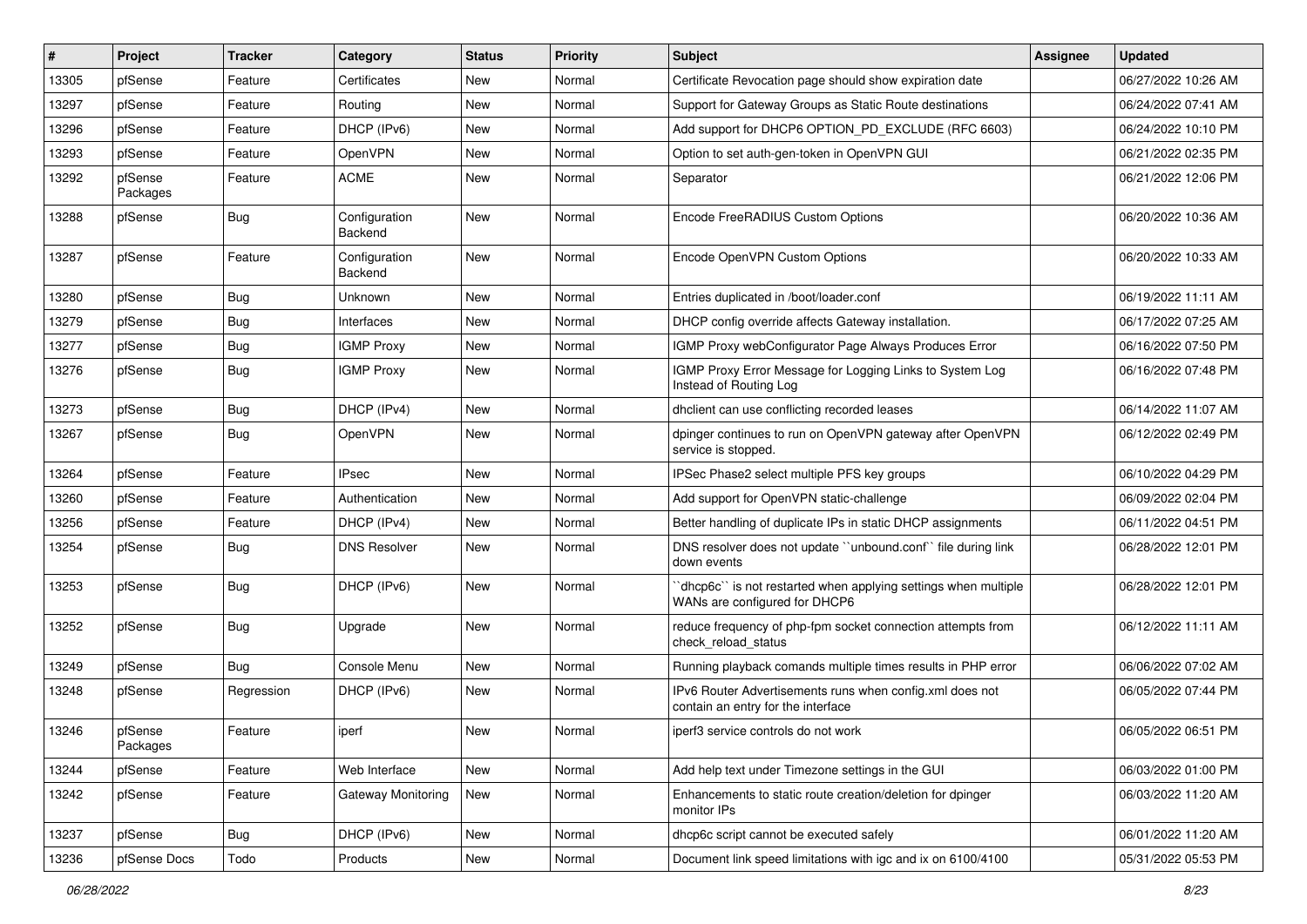| # | Project | Tracker | Category | Status | Priority | Subject | Assignee | Updated |
|---|---|---|---|---|---|---|---|---|
| 13305 | pfSense | Feature | Certificates | New | Normal | Certificate Revocation page should show expiration date | | 06/27/2022 10:26 AM |
| 13297 | pfSense | Feature | Routing | New | Normal | Support for Gateway Groups as Static Route destinations | | 06/24/2022 07:41 AM |
| 13296 | pfSense | Feature | DHCP (IPv6) | New | Normal | Add support for DHCP6 OPTION_PD_EXCLUDE (RFC 6603) | | 06/24/2022 10:10 PM |
| 13293 | pfSense | Feature | OpenVPN | New | Normal | Option to set auth-gen-token in OpenVPN GUI | | 06/21/2022 02:35 PM |
| 13292 | pfSense Packages | Feature | ACME | New | Normal | Separator | | 06/21/2022 12:06 PM |
| 13288 | pfSense | Bug | Configuration Backend | New | Normal | Encode FreeRADIUS Custom Options | | 06/20/2022 10:36 AM |
| 13287 | pfSense | Feature | Configuration Backend | New | Normal | Encode OpenVPN Custom Options | | 06/20/2022 10:33 AM |
| 13280 | pfSense | Bug | Unknown | New | Normal | Entries duplicated in /boot/loader.conf | | 06/19/2022 11:11 AM |
| 13279 | pfSense | Bug | Interfaces | New | Normal | DHCP config override affects Gateway installation. | | 06/17/2022 07:25 AM |
| 13277 | pfSense | Bug | IGMP Proxy | New | Normal | IGMP Proxy webConfigurator Page Always Produces Error | | 06/16/2022 07:50 PM |
| 13276 | pfSense | Bug | IGMP Proxy | New | Normal | IGMP Proxy Error Message for Logging Links to System Log Instead of Routing Log | | 06/16/2022 07:48 PM |
| 13273 | pfSense | Bug | DHCP (IPv4) | New | Normal | dhclient can use conflicting recorded leases | | 06/14/2022 11:07 AM |
| 13267 | pfSense | Bug | OpenVPN | New | Normal | dpinger continues to run on OpenVPN gateway after OpenVPN service is stopped. | | 06/12/2022 02:49 PM |
| 13264 | pfSense | Feature | IPsec | New | Normal | IPSec Phase2 select multiple PFS key groups | | 06/10/2022 04:29 PM |
| 13260 | pfSense | Feature | Authentication | New | Normal | Add support for OpenVPN static-challenge | | 06/09/2022 02:04 PM |
| 13256 | pfSense | Feature | DHCP (IPv4) | New | Normal | Better handling of duplicate IPs in static DHCP assignments | | 06/11/2022 04:51 PM |
| 13254 | pfSense | Bug | DNS Resolver | New | Normal | DNS resolver does not update ``unbound.conf`` file during link down events | | 06/28/2022 12:01 PM |
| 13253 | pfSense | Bug | DHCP (IPv6) | New | Normal | ``dhcp6c`` is not restarted when applying settings when multiple WANs are configured for DHCP6 | | 06/28/2022 12:01 PM |
| 13252 | pfSense | Bug | Upgrade | New | Normal | reduce frequency of php-fpm socket connection attempts from check_reload_status | | 06/12/2022 11:11 AM |
| 13249 | pfSense | Bug | Console Menu | New | Normal | Running playback comands multiple times results in PHP error | | 06/06/2022 07:02 AM |
| 13248 | pfSense | Regression | DHCP (IPv6) | New | Normal | IPv6 Router Advertisements runs when config.xml does not contain an entry for the interface | | 06/05/2022 07:44 PM |
| 13246 | pfSense Packages | Feature | iperf | New | Normal | iperf3 service controls do not work | | 06/05/2022 06:51 PM |
| 13244 | pfSense | Feature | Web Interface | New | Normal | Add help text under Timezone settings in the GUI | | 06/03/2022 01:00 PM |
| 13242 | pfSense | Feature | Gateway Monitoring | New | Normal | Enhancements to static route creation/deletion for dpinger monitor IPs | | 06/03/2022 11:20 AM |
| 13237 | pfSense | Bug | DHCP (IPv6) | New | Normal | dhcp6c script cannot be executed safely | | 06/01/2022 11:20 AM |
| 13236 | pfSense Docs | Todo | Products | New | Normal | Document link speed limitations with igc and ix on 6100/4100 | | 05/31/2022 05:53 PM |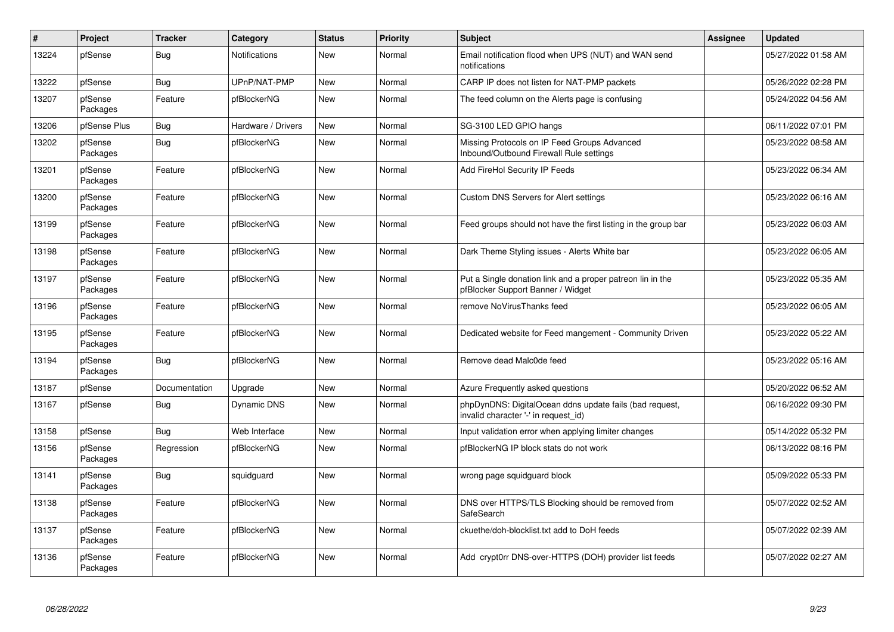| # | Project | Tracker | Category | Status | Priority | Subject | Assignee | Updated |
|---|---|---|---|---|---|---|---|---|
| 13224 | pfSense | Bug | Notifications | New | Normal | Email notification flood when UPS (NUT) and WAN send notifications | | 05/27/2022 01:58 AM |
| 13222 | pfSense | Bug | UPnP/NAT-PMP | New | Normal | CARP IP does not listen for NAT-PMP packets | | 05/26/2022 02:28 PM |
| 13207 | pfSense Packages | Feature | pfBlockerNG | New | Normal | The feed column on the Alerts page is confusing | | 05/24/2022 04:56 AM |
| 13206 | pfSense Plus | Bug | Hardware / Drivers | New | Normal | SG-3100 LED GPIO hangs | | 06/11/2022 07:01 PM |
| 13202 | pfSense Packages | Bug | pfBlockerNG | New | Normal | Missing Protocols on IP Feed Groups Advanced Inbound/Outbound Firewall Rule settings | | 05/23/2022 08:58 AM |
| 13201 | pfSense Packages | Feature | pfBlockerNG | New | Normal | Add FireHol Security IP Feeds | | 05/23/2022 06:34 AM |
| 13200 | pfSense Packages | Feature | pfBlockerNG | New | Normal | Custom DNS Servers for Alert settings | | 05/23/2022 06:16 AM |
| 13199 | pfSense Packages | Feature | pfBlockerNG | New | Normal | Feed groups should not have the first listing in the group bar | | 05/23/2022 06:03 AM |
| 13198 | pfSense Packages | Feature | pfBlockerNG | New | Normal | Dark Theme Styling issues - Alerts White bar | | 05/23/2022 06:05 AM |
| 13197 | pfSense Packages | Feature | pfBlockerNG | New | Normal | Put a Single donation link and a proper patreon lin in the pfBlocker Support Banner / Widget | | 05/23/2022 05:35 AM |
| 13196 | pfSense Packages | Feature | pfBlockerNG | New | Normal | remove NoVirusThanks feed | | 05/23/2022 06:05 AM |
| 13195 | pfSense Packages | Feature | pfBlockerNG | New | Normal | Dedicated website for Feed mangement - Community Driven | | 05/23/2022 05:22 AM |
| 13194 | pfSense Packages | Bug | pfBlockerNG | New | Normal | Remove dead Malc0de feed | | 05/23/2022 05:16 AM |
| 13187 | pfSense | Documentation | Upgrade | New | Normal | Azure Frequently asked questions | | 05/20/2022 06:52 AM |
| 13167 | pfSense | Bug | Dynamic DNS | New | Normal | phpDynDNS: DigitalOcean ddns update fails (bad request, invalid character '-' in request_id) | | 06/16/2022 09:30 PM |
| 13158 | pfSense | Bug | Web Interface | New | Normal | Input validation error when applying limiter changes | | 05/14/2022 05:32 PM |
| 13156 | pfSense Packages | Regression | pfBlockerNG | New | Normal | pfBlockerNG IP block stats do not work | | 06/13/2022 08:16 PM |
| 13141 | pfSense Packages | Bug | squidguard | New | Normal | wrong page squidguard block | | 05/09/2022 05:33 PM |
| 13138 | pfSense Packages | Feature | pfBlockerNG | New | Normal | DNS over HTTPS/TLS Blocking should be removed from SafeSearch | | 05/07/2022 02:52 AM |
| 13137 | pfSense Packages | Feature | pfBlockerNG | New | Normal | ckuethe/doh-blocklist.txt add to DoH feeds | | 05/07/2022 02:39 AM |
| 13136 | pfSense Packages | Feature | pfBlockerNG | New | Normal | Add crypt0rr DNS-over-HTTPS (DOH) provider list feeds | | 05/07/2022 02:27 AM |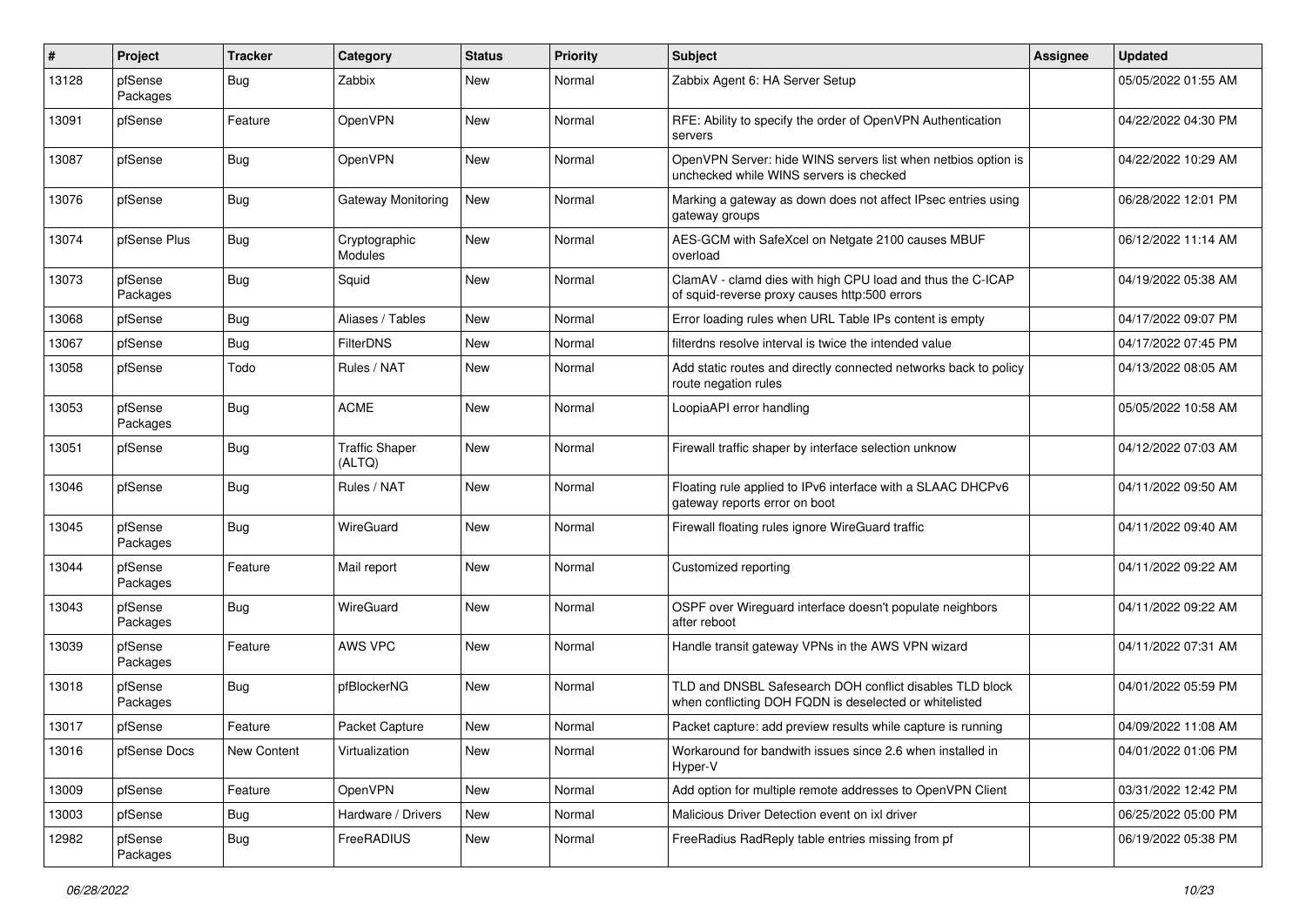| # | Project | Tracker | Category | Status | Priority | Subject | Assignee | Updated |
|---|---|---|---|---|---|---|---|---|
| 13128 | pfSense Packages | Bug | Zabbix | New | Normal | Zabbix Agent 6: HA Server Setup | | 05/05/2022 01:55 AM |
| 13091 | pfSense | Feature | OpenVPN | New | Normal | RFE: Ability to specify the order of OpenVPN Authentication servers | | 04/22/2022 04:30 PM |
| 13087 | pfSense | Bug | OpenVPN | New | Normal | OpenVPN Server: hide WINS servers list when netbios option is unchecked while WINS servers is checked | | 04/22/2022 10:29 AM |
| 13076 | pfSense | Bug | Gateway Monitoring | New | Normal | Marking a gateway as down does not affect IPsec entries using gateway groups | | 06/28/2022 12:01 PM |
| 13074 | pfSense Plus | Bug | Cryptographic Modules | New | Normal | AES-GCM with SafeXcel on Netgate 2100 causes MBUF overload | | 06/12/2022 11:14 AM |
| 13073 | pfSense Packages | Bug | Squid | New | Normal | ClamAV - clamd dies with high CPU load and thus the C-ICAP of squid-reverse proxy causes http:500 errors | | 04/19/2022 05:38 AM |
| 13068 | pfSense | Bug | Aliases / Tables | New | Normal | Error loading rules when URL Table IPs content is empty | | 04/17/2022 09:07 PM |
| 13067 | pfSense | Bug | FilterDNS | New | Normal | filterdns resolve interval is twice the intended value | | 04/17/2022 07:45 PM |
| 13058 | pfSense | Todo | Rules / NAT | New | Normal | Add static routes and directly connected networks back to policy route negation rules | | 04/13/2022 08:05 AM |
| 13053 | pfSense Packages | Bug | ACME | New | Normal | LoopiaAPI error handling | | 05/05/2022 10:58 AM |
| 13051 | pfSense | Bug | Traffic Shaper (ALTQ) | New | Normal | Firewall traffic shaper by interface selection unknow | | 04/12/2022 07:03 AM |
| 13046 | pfSense | Bug | Rules / NAT | New | Normal | Floating rule applied to IPv6 interface with a SLAAC DHCPv6 gateway reports error on boot | | 04/11/2022 09:50 AM |
| 13045 | pfSense Packages | Bug | WireGuard | New | Normal | Firewall floating rules ignore WireGuard traffic | | 04/11/2022 09:40 AM |
| 13044 | pfSense Packages | Feature | Mail report | New | Normal | Customized reporting | | 04/11/2022 09:22 AM |
| 13043 | pfSense Packages | Bug | WireGuard | New | Normal | OSPF over Wireguard interface doesn't populate neighbors after reboot | | 04/11/2022 09:22 AM |
| 13039 | pfSense Packages | Feature | AWS VPC | New | Normal | Handle transit gateway VPNs in the AWS VPN wizard | | 04/11/2022 07:31 AM |
| 13018 | pfSense Packages | Bug | pfBlockerNG | New | Normal | TLD and DNSBL Safesearch DOH conflict disables TLD block when conflicting DOH FQDN is deselected or whitelisted | | 04/01/2022 05:59 PM |
| 13017 | pfSense | Feature | Packet Capture | New | Normal | Packet capture: add preview results while capture is running | | 04/09/2022 11:08 AM |
| 13016 | pfSense Docs | New Content | Virtualization | New | Normal | Workaround for bandwith issues since 2.6 when installed in Hyper-V | | 04/01/2022 01:06 PM |
| 13009 | pfSense | Feature | OpenVPN | New | Normal | Add option for multiple remote addresses to OpenVPN Client | | 03/31/2022 12:42 PM |
| 13003 | pfSense | Bug | Hardware / Drivers | New | Normal | Malicious Driver Detection event on ixl driver | | 06/25/2022 05:00 PM |
| 12982 | pfSense Packages | Bug | FreeRADIUS | New | Normal | FreeRadius RadReply table entries missing from pf | | 06/19/2022 05:38 PM |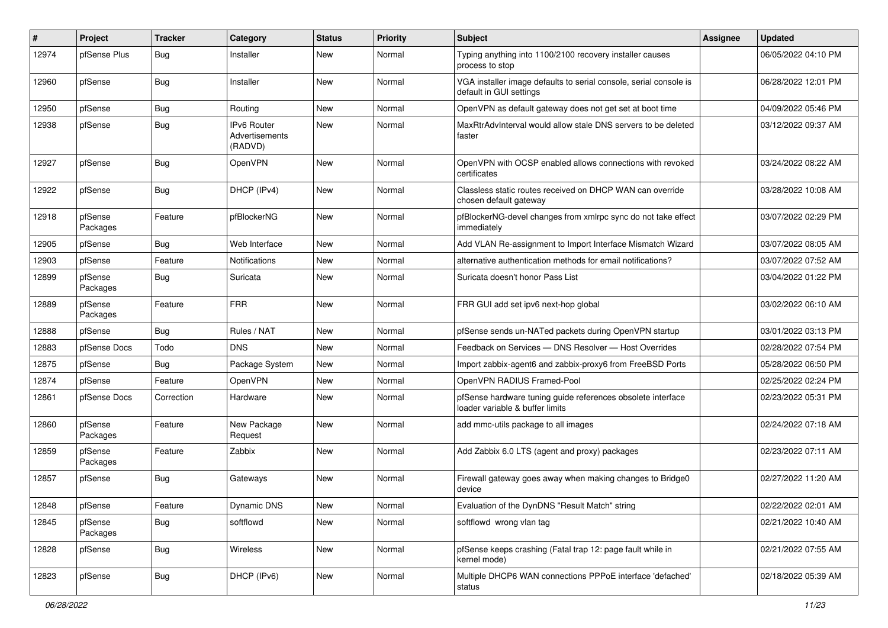| # | Project | Tracker | Category | Status | Priority | Subject | Assignee | Updated |
|---|---|---|---|---|---|---|---|---|
| 12974 | pfSense Plus | Bug | Installer | New | Normal | Typing anything into 1100/2100 recovery installer causes process to stop | | 06/05/2022 04:10 PM |
| 12960 | pfSense | Bug | Installer | New | Normal | VGA installer image defaults to serial console, serial console is default in GUI settings | | 06/28/2022 12:01 PM |
| 12950 | pfSense | Bug | Routing | New | Normal | OpenVPN as default gateway does not get set at boot time | | 04/09/2022 05:46 PM |
| 12938 | pfSense | Bug | IPv6 Router Advertisements (RADVD) | New | Normal | MaxRtrAdvInterval would allow stale DNS servers to be deleted faster | | 03/12/2022 09:37 AM |
| 12927 | pfSense | Bug | OpenVPN | New | Normal | OpenVPN with OCSP enabled allows connections with revoked certificates | | 03/24/2022 08:22 AM |
| 12922 | pfSense | Bug | DHCP (IPv4) | New | Normal | Classless static routes received on DHCP WAN can override chosen default gateway | | 03/28/2022 10:08 AM |
| 12918 | pfSense Packages | Feature | pfBlockerNG | New | Normal | pfBlockerNG-devel changes from xmlrpc sync do not take effect immediately | | 03/07/2022 02:29 PM |
| 12905 | pfSense | Bug | Web Interface | New | Normal | Add VLAN Re-assignment to Import Interface Mismatch Wizard | | 03/07/2022 08:05 AM |
| 12903 | pfSense | Feature | Notifications | New | Normal | alternative authentication methods for email notifications? | | 03/07/2022 07:52 AM |
| 12899 | pfSense Packages | Bug | Suricata | New | Normal | Suricata doesn't honor Pass List | | 03/04/2022 01:22 PM |
| 12889 | pfSense Packages | Feature | FRR | New | Normal | FRR GUI add set ipv6 next-hop global | | 03/02/2022 06:10 AM |
| 12888 | pfSense | Bug | Rules / NAT | New | Normal | pfSense sends un-NATed packets during OpenVPN startup | | 03/01/2022 03:13 PM |
| 12883 | pfSense Docs | Todo | DNS | New | Normal | Feedback on Services — DNS Resolver — Host Overrides | | 02/28/2022 07:54 PM |
| 12875 | pfSense | Bug | Package System | New | Normal | Import zabbix-agent6 and zabbix-proxy6 from FreeBSD Ports | | 05/28/2022 06:50 PM |
| 12874 | pfSense | Feature | OpenVPN | New | Normal | OpenVPN RADIUS Framed-Pool | | 02/25/2022 02:24 PM |
| 12861 | pfSense Docs | Correction | Hardware | New | Normal | pfSense hardware tuning guide references obsolete interface loader variable & buffer limits | | 02/23/2022 05:31 PM |
| 12860 | pfSense Packages | Feature | New Package Request | New | Normal | add mmc-utils package to all images | | 02/24/2022 07:18 AM |
| 12859 | pfSense Packages | Feature | Zabbix | New | Normal | Add Zabbix 6.0 LTS (agent and proxy) packages | | 02/23/2022 07:11 AM |
| 12857 | pfSense | Bug | Gateways | New | Normal | Firewall gateway goes away when making changes to Bridge0 device | | 02/27/2022 11:20 AM |
| 12848 | pfSense | Feature | Dynamic DNS | New | Normal | Evaluation of the DynDNS "Result Match" string | | 02/22/2022 02:01 AM |
| 12845 | pfSense Packages | Bug | softflowd | New | Normal | softflowd wrong vlan tag | | 02/21/2022 10:40 AM |
| 12828 | pfSense | Bug | Wireless | New | Normal | pfSense keeps crashing (Fatal trap 12: page fault while in kernel mode) | | 02/21/2022 07:55 AM |
| 12823 | pfSense | Bug | DHCP (IPv6) | New | Normal | Multiple DHCP6 WAN connections PPPoE interface 'defached' status | | 02/18/2022 05:39 AM |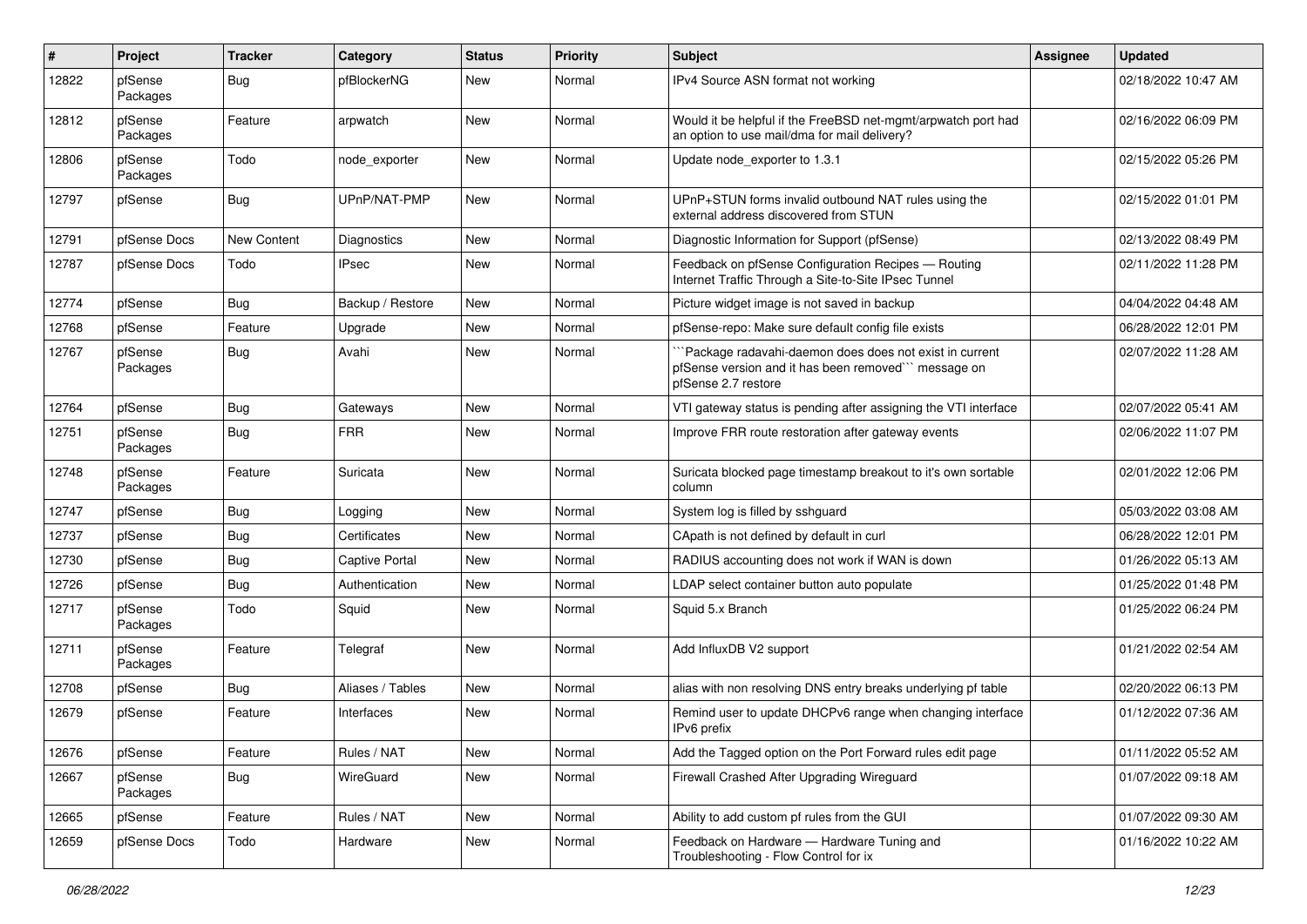| # | Project | Tracker | Category | Status | Priority | Subject | Assignee | Updated |
|---|---|---|---|---|---|---|---|---|
| 12822 | pfSense Packages | Bug | pfBlockerNG | New | Normal | IPv4 Source ASN format not working | | 02/18/2022 10:47 AM |
| 12812 | pfSense Packages | Feature | arpwatch | New | Normal | Would it be helpful if the FreeBSD net-mgmt/arpwatch port had an option to use mail/dma for mail delivery? | | 02/16/2022 06:09 PM |
| 12806 | pfSense Packages | Todo | node_exporter | New | Normal | Update node_exporter to 1.3.1 | | 02/15/2022 05:26 PM |
| 12797 | pfSense | Bug | UPnP/NAT-PMP | New | Normal | UPnP+STUN forms invalid outbound NAT rules using the external address discovered from STUN | | 02/15/2022 01:01 PM |
| 12791 | pfSense Docs | New Content | Diagnostics | New | Normal | Diagnostic Information for Support (pfSense) | | 02/13/2022 08:49 PM |
| 12787 | pfSense Docs | Todo | IPsec | New | Normal | Feedback on pfSense Configuration Recipes — Routing Internet Traffic Through a Site-to-Site IPsec Tunnel | | 02/11/2022 11:28 PM |
| 12774 | pfSense | Bug | Backup / Restore | New | Normal | Picture widget image is not saved in backup | | 04/04/2022 04:48 AM |
| 12768 | pfSense | Feature | Upgrade | New | Normal | pfSense-repo: Make sure default config file exists | | 06/28/2022 12:01 PM |
| 12767 | pfSense Packages | Bug | Avahi | New | Normal | ```Package radavahi-daemon does does not exist in current pfSense version and it has been removed``` message on pfSense 2.7 restore | | 02/07/2022 11:28 AM |
| 12764 | pfSense | Bug | Gateways | New | Normal | VTI gateway status is pending after assigning the VTI interface | | 02/07/2022 05:41 AM |
| 12751 | pfSense Packages | Bug | FRR | New | Normal | Improve FRR route restoration after gateway events | | 02/06/2022 11:07 PM |
| 12748 | pfSense Packages | Feature | Suricata | New | Normal | Suricata blocked page timestamp breakout to it's own sortable column | | 02/01/2022 12:06 PM |
| 12747 | pfSense | Bug | Logging | New | Normal | System log is filled by sshguard | | 05/03/2022 03:08 AM |
| 12737 | pfSense | Bug | Certificates | New | Normal | CApath is not defined by default in curl | | 06/28/2022 12:01 PM |
| 12730 | pfSense | Bug | Captive Portal | New | Normal | RADIUS accounting does not work if WAN is down | | 01/26/2022 05:13 AM |
| 12726 | pfSense | Bug | Authentication | New | Normal | LDAP select container button auto populate | | 01/25/2022 01:48 PM |
| 12717 | pfSense Packages | Todo | Squid | New | Normal | Squid 5.x Branch | | 01/25/2022 06:24 PM |
| 12711 | pfSense Packages | Feature | Telegraf | New | Normal | Add InfluxDB V2 support | | 01/21/2022 02:54 AM |
| 12708 | pfSense | Bug | Aliases / Tables | New | Normal | alias with non resolving DNS entry breaks underlying pf table | | 02/20/2022 06:13 PM |
| 12679 | pfSense | Feature | Interfaces | New | Normal | Remind user to update DHCPv6 range when changing interface IPv6 prefix | | 01/12/2022 07:36 AM |
| 12676 | pfSense | Feature | Rules / NAT | New | Normal | Add the Tagged option on the Port Forward rules edit page | | 01/11/2022 05:52 AM |
| 12667 | pfSense Packages | Bug | WireGuard | New | Normal | Firewall Crashed After Upgrading Wireguard | | 01/07/2022 09:18 AM |
| 12665 | pfSense | Feature | Rules / NAT | New | Normal | Ability to add custom pf rules from the GUI | | 01/07/2022 09:30 AM |
| 12659 | pfSense Docs | Todo | Hardware | New | Normal | Feedback on Hardware — Hardware Tuning and Troubleshooting - Flow Control for ix | | 01/16/2022 10:22 AM |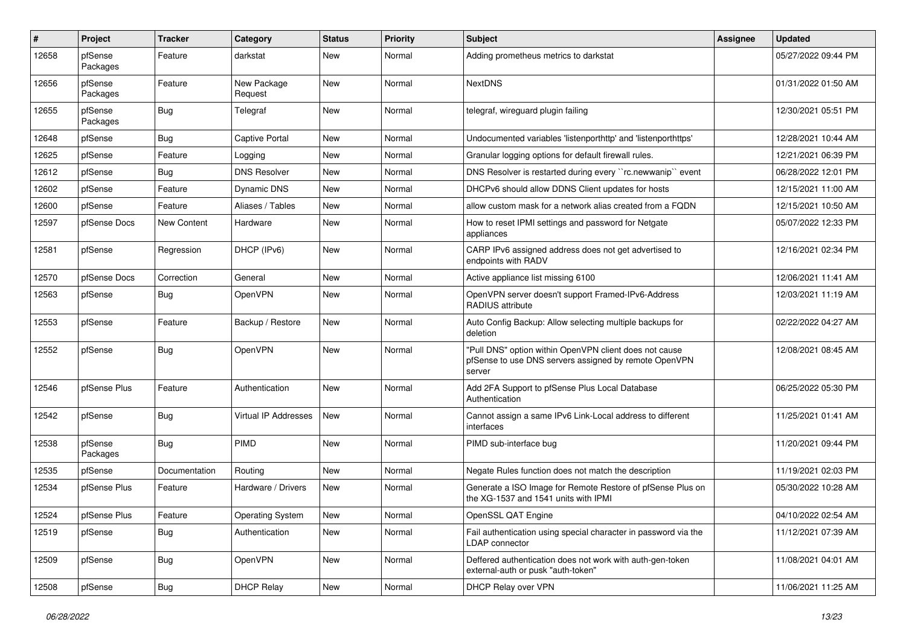| # | Project | Tracker | Category | Status | Priority | Subject | Assignee | Updated |
|---|---|---|---|---|---|---|---|---|
| 12658 | pfSense Packages | Feature | darkstat | New | Normal | Adding prometheus metrics to darkstat | | 05/27/2022 09:44 PM |
| 12656 | pfSense Packages | Feature | New Package Request | New | Normal | NextDNS | | 01/31/2022 01:50 AM |
| 12655 | pfSense Packages | Bug | Telegraf | New | Normal | telegraf, wireguard plugin failing | | 12/30/2021 05:51 PM |
| 12648 | pfSense | Bug | Captive Portal | New | Normal | Undocumented variables 'listenporthttp' and 'listenporthttps' | | 12/28/2021 10:44 AM |
| 12625 | pfSense | Feature | Logging | New | Normal | Granular logging options for default firewall rules. | | 12/21/2021 06:39 PM |
| 12612 | pfSense | Bug | DNS Resolver | New | Normal | DNS Resolver is restarted during every ``rc.newwanip`` event | | 06/28/2022 12:01 PM |
| 12602 | pfSense | Feature | Dynamic DNS | New | Normal | DHCPv6 should allow DDNS Client updates for hosts | | 12/15/2021 11:00 AM |
| 12600 | pfSense | Feature | Aliases / Tables | New | Normal | allow custom mask for a network alias created from a FQDN | | 12/15/2021 10:50 AM |
| 12597 | pfSense Docs | New Content | Hardware | New | Normal | How to reset IPMI settings and password for Netgate appliances | | 05/07/2022 12:33 PM |
| 12581 | pfSense | Regression | DHCP (IPv6) | New | Normal | CARP IPv6 assigned address does not get advertised to endpoints with RADV | | 12/16/2021 02:34 PM |
| 12570 | pfSense Docs | Correction | General | New | Normal | Active appliance list missing 6100 | | 12/06/2021 11:41 AM |
| 12563 | pfSense | Bug | OpenVPN | New | Normal | OpenVPN server doesn't support Framed-IPv6-Address RADIUS attribute | | 12/03/2021 11:19 AM |
| 12553 | pfSense | Feature | Backup / Restore | New | Normal | Auto Config Backup: Allow selecting multiple backups for deletion | | 02/22/2022 04:27 AM |
| 12552 | pfSense | Bug | OpenVPN | New | Normal | "Pull DNS" option within OpenVPN client does not cause pfSense to use DNS servers assigned by remote OpenVPN server | | 12/08/2021 08:45 AM |
| 12546 | pfSense Plus | Feature | Authentication | New | Normal | Add 2FA Support to pfSense Plus Local Database Authentication | | 06/25/2022 05:30 PM |
| 12542 | pfSense | Bug | Virtual IP Addresses | New | Normal | Cannot assign a same IPv6 Link-Local address to different interfaces | | 11/25/2021 01:41 AM |
| 12538 | pfSense Packages | Bug | PIMD | New | Normal | PIMD sub-interface bug | | 11/20/2021 09:44 PM |
| 12535 | pfSense | Documentation | Routing | New | Normal | Negate Rules function does not match the description | | 11/19/2021 02:03 PM |
| 12534 | pfSense Plus | Feature | Hardware / Drivers | New | Normal | Generate a ISO Image for Remote Restore of pfSense Plus on the XG-1537 and 1541 units with IPMI | | 05/30/2022 10:28 AM |
| 12524 | pfSense Plus | Feature | Operating System | New | Normal | OpenSSL QAT Engine | | 04/10/2022 02:54 AM |
| 12519 | pfSense | Bug | Authentication | New | Normal | Fail authentication using special character in password via the LDAP connector | | 11/12/2021 07:39 AM |
| 12509 | pfSense | Bug | OpenVPN | New | Normal | Deffered authentication does not work with auth-gen-token external-auth or pusk "auth-token" | | 11/08/2021 04:01 AM |
| 12508 | pfSense | Bug | DHCP Relay | New | Normal | DHCP Relay over VPN | | 11/06/2021 11:25 AM |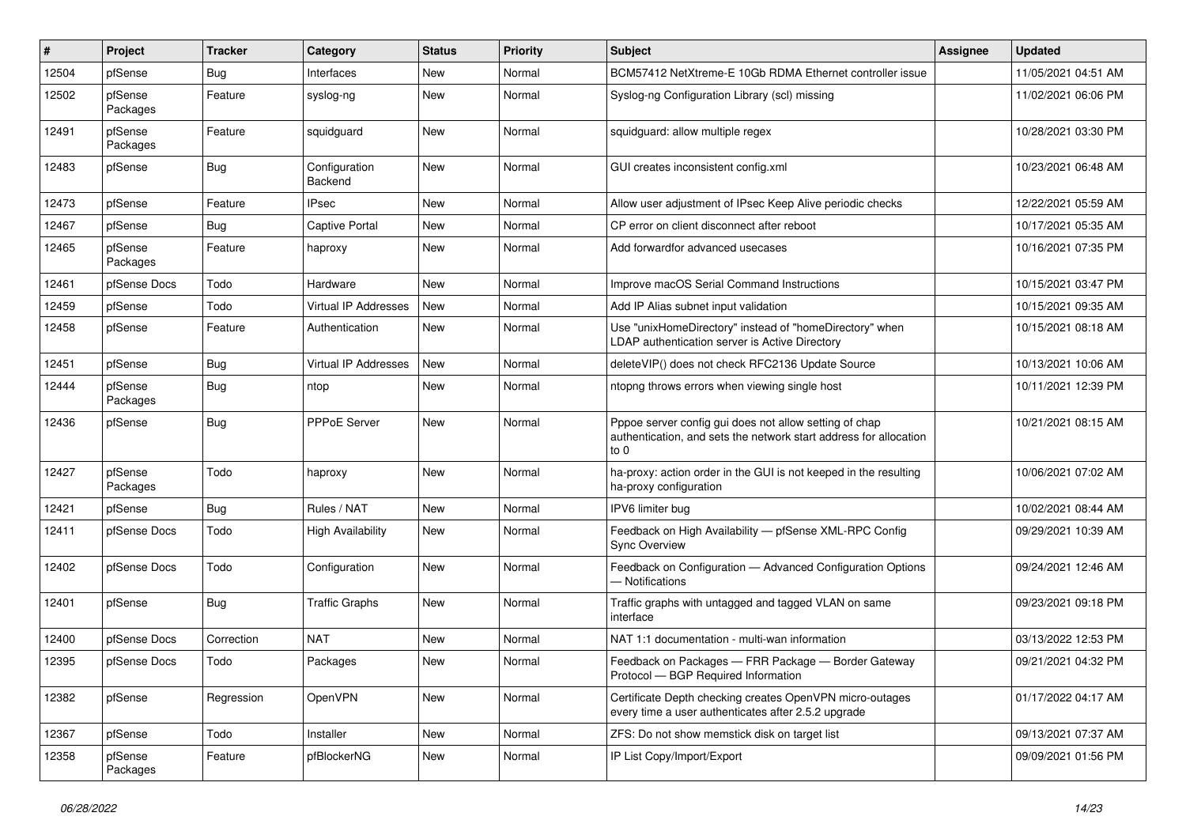| # | Project | Tracker | Category | Status | Priority | Subject | Assignee | Updated |
|---|---|---|---|---|---|---|---|---|
| 12504 | pfSense | Bug | Interfaces | New | Normal | BCM57412 NetXtreme-E 10Gb RDMA Ethernet controller issue | | 11/05/2021 04:51 AM |
| 12502 | pfSense Packages | Feature | syslog-ng | New | Normal | Syslog-ng Configuration Library (scl) missing | | 11/02/2021 06:06 PM |
| 12491 | pfSense Packages | Feature | squidguard | New | Normal | squidguard: allow multiple regex | | 10/28/2021 03:30 PM |
| 12483 | pfSense | Bug | Configuration Backend | New | Normal | GUI creates inconsistent config.xml | | 10/23/2021 06:48 AM |
| 12473 | pfSense | Feature | IPsec | New | Normal | Allow user adjustment of IPsec Keep Alive periodic checks | | 12/22/2021 05:59 AM |
| 12467 | pfSense | Bug | Captive Portal | New | Normal | CP error on client disconnect after reboot | | 10/17/2021 05:35 AM |
| 12465 | pfSense Packages | Feature | haproxy | New | Normal | Add forwardfor advanced usecases | | 10/16/2021 07:35 PM |
| 12461 | pfSense Docs | Todo | Hardware | New | Normal | Improve macOS Serial Command Instructions | | 10/15/2021 03:47 PM |
| 12459 | pfSense | Todo | Virtual IP Addresses | New | Normal | Add IP Alias subnet input validation | | 10/15/2021 09:35 AM |
| 12458 | pfSense | Feature | Authentication | New | Normal | Use "unixHomeDirectory" instead of "homeDirectory" when LDAP authentication server is Active Directory | | 10/15/2021 08:18 AM |
| 12451 | pfSense | Bug | Virtual IP Addresses | New | Normal | deleteVIP() does not check RFC2136 Update Source | | 10/13/2021 10:06 AM |
| 12444 | pfSense Packages | Bug | ntop | New | Normal | ntopng throws errors when viewing single host | | 10/11/2021 12:39 PM |
| 12436 | pfSense | Bug | PPPoE Server | New | Normal | Pppoe server config gui does not allow setting of chap authentication, and sets the network start address for allocation to 0 | | 10/21/2021 08:15 AM |
| 12427 | pfSense Packages | Todo | haproxy | New | Normal | ha-proxy: action order in the GUI is not keeped in the resulting ha-proxy configuration | | 10/06/2021 07:02 AM |
| 12421 | pfSense | Bug | Rules / NAT | New | Normal | IPV6 limiter bug | | 10/02/2021 08:44 AM |
| 12411 | pfSense Docs | Todo | High Availability | New | Normal | Feedback on High Availability — pfSense XML-RPC Config Sync Overview | | 09/29/2021 10:39 AM |
| 12402 | pfSense Docs | Todo | Configuration | New | Normal | Feedback on Configuration — Advanced Configuration Options — Notifications | | 09/24/2021 12:46 AM |
| 12401 | pfSense | Bug | Traffic Graphs | New | Normal | Traffic graphs with untagged and tagged VLAN on same interface | | 09/23/2021 09:18 PM |
| 12400 | pfSense Docs | Correction | NAT | New | Normal | NAT 1:1 documentation - multi-wan information | | 03/13/2022 12:53 PM |
| 12395 | pfSense Docs | Todo | Packages | New | Normal | Feedback on Packages — FRR Package — Border Gateway Protocol — BGP Required Information | | 09/21/2021 04:32 PM |
| 12382 | pfSense | Regression | OpenVPN | New | Normal | Certificate Depth checking creates OpenVPN micro-outages every time a user authenticates after 2.5.2 upgrade | | 01/17/2022 04:17 AM |
| 12367 | pfSense | Todo | Installer | New | Normal | ZFS: Do not show memstick disk on target list | | 09/13/2021 07:37 AM |
| 12358 | pfSense Packages | Feature | pfBlockerNG | New | Normal | IP List Copy/Import/Export | | 09/09/2021 01:56 PM |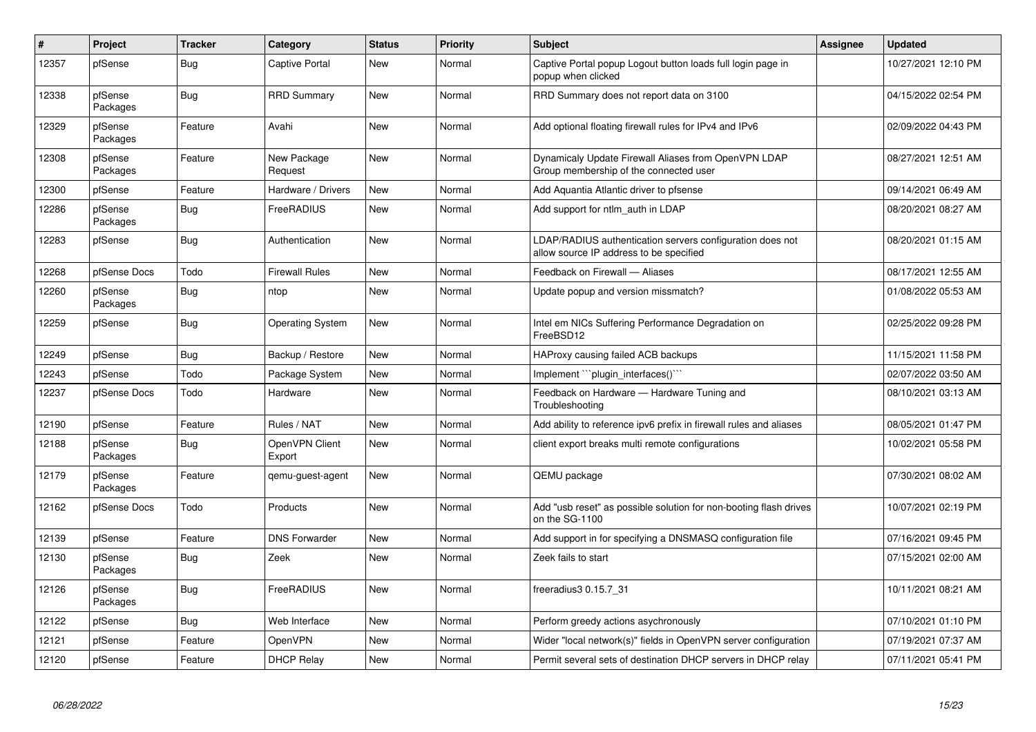| # | Project | Tracker | Category | Status | Priority | Subject | Assignee | Updated |
|---|---|---|---|---|---|---|---|---|
| 12357 | pfSense | Bug | Captive Portal | New | Normal | Captive Portal popup Logout button loads full login page in popup when clicked | | 10/27/2021 12:10 PM |
| 12338 | pfSense Packages | Bug | RRD Summary | New | Normal | RRD Summary does not report data on 3100 | | 04/15/2022 02:54 PM |
| 12329 | pfSense Packages | Feature | Avahi | New | Normal | Add optional floating firewall rules for IPv4 and IPv6 | | 02/09/2022 04:43 PM |
| 12308 | pfSense Packages | Feature | New Package Request | New | Normal | Dynamicaly Update Firewall Aliases from OpenVPN LDAP Group membership of the connected user | | 08/27/2021 12:51 AM |
| 12300 | pfSense | Feature | Hardware / Drivers | New | Normal | Add Aquantia Atlantic driver to pfsense | | 09/14/2021 06:49 AM |
| 12286 | pfSense Packages | Bug | FreeRADIUS | New | Normal | Add support for ntlm_auth in LDAP | | 08/20/2021 08:27 AM |
| 12283 | pfSense | Bug | Authentication | New | Normal | LDAP/RADIUS authentication servers configuration does not allow source IP address to be specified | | 08/20/2021 01:15 AM |
| 12268 | pfSense Docs | Todo | Firewall Rules | New | Normal | Feedback on Firewall — Aliases | | 08/17/2021 12:55 AM |
| 12260 | pfSense Packages | Bug | ntop | New | Normal | Update popup and version missmatch? | | 01/08/2022 05:53 AM |
| 12259 | pfSense | Bug | Operating System | New | Normal | Intel em NICs Suffering Performance Degradation on FreeBSD12 | | 02/25/2022 09:28 PM |
| 12249 | pfSense | Bug | Backup / Restore | New | Normal | HAProxy causing failed ACB backups | | 11/15/2021 11:58 PM |
| 12243 | pfSense | Todo | Package System | New | Normal | Implement ```plugin_interfaces()``` | | 02/07/2022 03:50 AM |
| 12237 | pfSense Docs | Todo | Hardware | New | Normal | Feedback on Hardware — Hardware Tuning and Troubleshooting | | 08/10/2021 03:13 AM |
| 12190 | pfSense | Feature | Rules / NAT | New | Normal | Add ability to reference ipv6 prefix in firewall rules and aliases | | 08/05/2021 01:47 PM |
| 12188 | pfSense Packages | Bug | OpenVPN Client Export | New | Normal | client export breaks multi remote configurations | | 10/02/2021 05:58 PM |
| 12179 | pfSense Packages | Feature | qemu-guest-agent | New | Normal | QEMU package | | 07/30/2021 08:02 AM |
| 12162 | pfSense Docs | Todo | Products | New | Normal | Add "usb reset" as possible solution for non-booting flash drives on the SG-1100 | | 10/07/2021 02:19 PM |
| 12139 | pfSense | Feature | DNS Forwarder | New | Normal | Add support in for specifying a DNSMASQ configuration file | | 07/16/2021 09:45 PM |
| 12130 | pfSense Packages | Bug | Zeek | New | Normal | Zeek fails to start | | 07/15/2021 02:00 AM |
| 12126 | pfSense Packages | Bug | FreeRADIUS | New | Normal | freeradius3 0.15.7_31 | | 10/11/2021 08:21 AM |
| 12122 | pfSense | Bug | Web Interface | New | Normal | Perform greedy actions asychronously | | 07/10/2021 01:10 PM |
| 12121 | pfSense | Feature | OpenVPN | New | Normal | Wider "local network(s)" fields in OpenVPN server configuration | | 07/19/2021 07:37 AM |
| 12120 | pfSense | Feature | DHCP Relay | New | Normal | Permit several sets of destination DHCP servers in DHCP relay | | 07/11/2021 05:41 PM |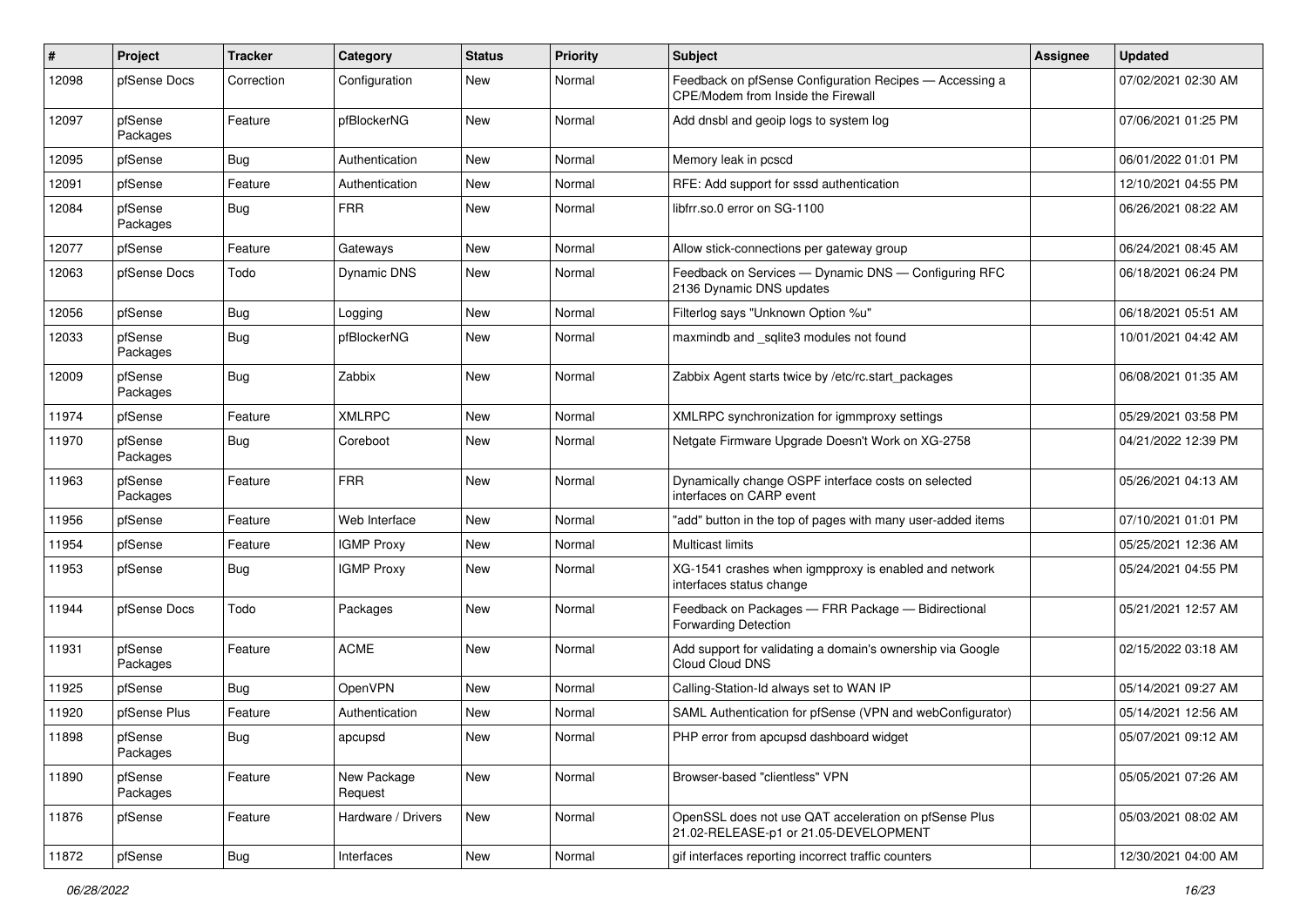| # | Project | Tracker | Category | Status | Priority | Subject | Assignee | Updated |
|---|---|---|---|---|---|---|---|---|
| 12098 | pfSense Docs | Correction | Configuration | New | Normal | Feedback on pfSense Configuration Recipes — Accessing a CPE/Modem from Inside the Firewall | | 07/02/2021 02:30 AM |
| 12097 | pfSense Packages | Feature | pfBlockerNG | New | Normal | Add dnsbl and geoip logs to system log | | 07/06/2021 01:25 PM |
| 12095 | pfSense | Bug | Authentication | New | Normal | Memory leak in pcscd | | 06/01/2022 01:01 PM |
| 12091 | pfSense | Feature | Authentication | New | Normal | RFE: Add support for sssd authentication | | 12/10/2021 04:55 PM |
| 12084 | pfSense Packages | Bug | FRR | New | Normal | libfrr.so.0 error on SG-1100 | | 06/26/2021 08:22 AM |
| 12077 | pfSense | Feature | Gateways | New | Normal | Allow stick-connections per gateway group | | 06/24/2021 08:45 AM |
| 12063 | pfSense Docs | Todo | Dynamic DNS | New | Normal | Feedback on Services — Dynamic DNS — Configuring RFC 2136 Dynamic DNS updates | | 06/18/2021 06:24 PM |
| 12056 | pfSense | Bug | Logging | New | Normal | Filterlog says "Unknown Option %u" | | 06/18/2021 05:51 AM |
| 12033 | pfSense Packages | Bug | pfBlockerNG | New | Normal | maxmindb and _sqlite3 modules not found | | 10/01/2021 04:42 AM |
| 12009 | pfSense Packages | Bug | Zabbix | New | Normal | Zabbix Agent starts twice by /etc/rc.start_packages | | 06/08/2021 01:35 AM |
| 11974 | pfSense | Feature | XMLRPC | New | Normal | XMLRPC synchronization for igmmproxy settings | | 05/29/2021 03:58 PM |
| 11970 | pfSense Packages | Bug | Coreboot | New | Normal | Netgate Firmware Upgrade Doesn't Work on XG-2758 | | 04/21/2022 12:39 PM |
| 11963 | pfSense Packages | Feature | FRR | New | Normal | Dynamically change OSPF interface costs on selected interfaces on CARP event | | 05/26/2021 04:13 AM |
| 11956 | pfSense | Feature | Web Interface | New | Normal | "add" button in the top of pages with many user-added items | | 07/10/2021 01:01 PM |
| 11954 | pfSense | Feature | IGMP Proxy | New | Normal | Multicast limits | | 05/25/2021 12:36 AM |
| 11953 | pfSense | Bug | IGMP Proxy | New | Normal | XG-1541 crashes when igmpproxy is enabled and network interfaces status change | | 05/24/2021 04:55 PM |
| 11944 | pfSense Docs | Todo | Packages | New | Normal | Feedback on Packages — FRR Package — Bidirectional Forwarding Detection | | 05/21/2021 12:57 AM |
| 11931 | pfSense Packages | Feature | ACME | New | Normal | Add support for validating a domain's ownership via Google Cloud Cloud DNS | | 02/15/2022 03:18 AM |
| 11925 | pfSense | Bug | OpenVPN | New | Normal | Calling-Station-Id always set to WAN IP | | 05/14/2021 09:27 AM |
| 11920 | pfSense Plus | Feature | Authentication | New | Normal | SAML Authentication for pfSense (VPN and webConfigurator) | | 05/14/2021 12:56 AM |
| 11898 | pfSense Packages | Bug | apcupsd | New | Normal | PHP error from apcupsd dashboard widget | | 05/07/2021 09:12 AM |
| 11890 | pfSense Packages | Feature | New Package Request | New | Normal | Browser-based "clientless" VPN | | 05/05/2021 07:26 AM |
| 11876 | pfSense | Feature | Hardware / Drivers | New | Normal | OpenSSL does not use QAT acceleration on pfSense Plus 21.02-RELEASE-p1 or 21.05-DEVELOPMENT | | 05/03/2021 08:02 AM |
| 11872 | pfSense | Bug | Interfaces | New | Normal | gif interfaces reporting incorrect traffic counters | | 12/30/2021 04:00 AM |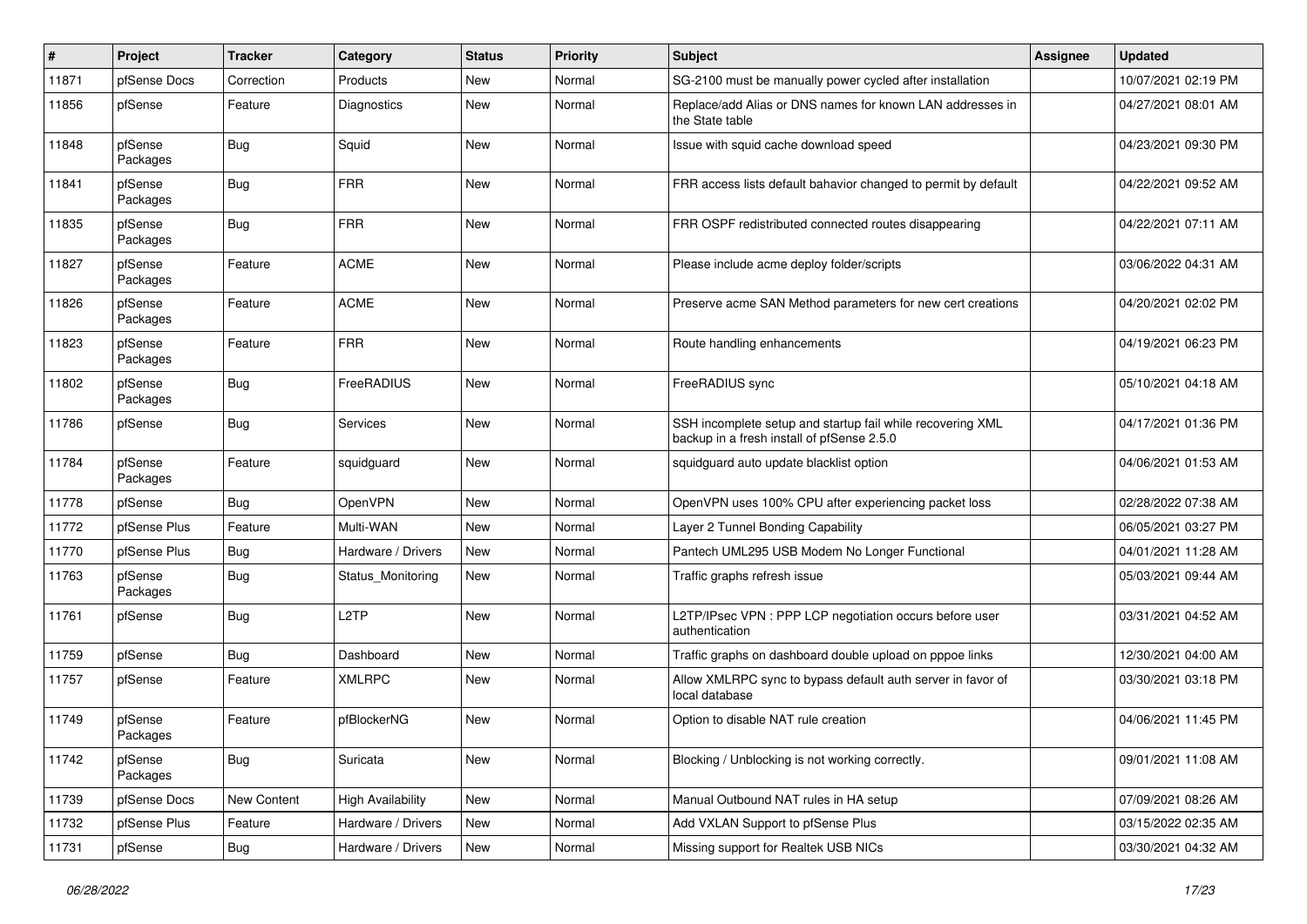| # | Project | Tracker | Category | Status | Priority | Subject | Assignee | Updated |
|---|---|---|---|---|---|---|---|---|
| 11871 | pfSense Docs | Correction | Products | New | Normal | SG-2100 must be manually power cycled after installation | | 10/07/2021 02:19 PM |
| 11856 | pfSense | Feature | Diagnostics | New | Normal | Replace/add Alias or DNS names for known LAN addresses in the State table | | 04/27/2021 08:01 AM |
| 11848 | pfSense Packages | Bug | Squid | New | Normal | Issue with squid cache download speed | | 04/23/2021 09:30 PM |
| 11841 | pfSense Packages | Bug | FRR | New | Normal | FRR access lists default bahavior changed to permit by default | | 04/22/2021 09:52 AM |
| 11835 | pfSense Packages | Bug | FRR | New | Normal | FRR OSPF redistributed connected routes disappearing | | 04/22/2021 07:11 AM |
| 11827 | pfSense Packages | Feature | ACME | New | Normal | Please include acme deploy folder/scripts | | 03/06/2022 04:31 AM |
| 11826 | pfSense Packages | Feature | ACME | New | Normal | Preserve acme SAN Method parameters for new cert creations | | 04/20/2021 02:02 PM |
| 11823 | pfSense Packages | Feature | FRR | New | Normal | Route handling enhancements | | 04/19/2021 06:23 PM |
| 11802 | pfSense Packages | Bug | FreeRADIUS | New | Normal | FreeRADIUS sync | | 05/10/2021 04:18 AM |
| 11786 | pfSense | Bug | Services | New | Normal | SSH incomplete setup and startup fail while recovering XML backup in a fresh install of pfSense 2.5.0 | | 04/17/2021 01:36 PM |
| 11784 | pfSense Packages | Feature | squidguard | New | Normal | squidguard auto update blacklist option | | 04/06/2021 01:53 AM |
| 11778 | pfSense | Bug | OpenVPN | New | Normal | OpenVPN uses 100% CPU after experiencing packet loss | | 02/28/2022 07:38 AM |
| 11772 | pfSense Plus | Feature | Multi-WAN | New | Normal | Layer 2 Tunnel Bonding Capability | | 06/05/2021 03:27 PM |
| 11770 | pfSense Plus | Bug | Hardware / Drivers | New | Normal | Pantech UML295 USB Modem No Longer Functional | | 04/01/2021 11:28 AM |
| 11763 | pfSense Packages | Bug | Status_Monitoring | New | Normal | Traffic graphs refresh issue | | 05/03/2021 09:44 AM |
| 11761 | pfSense | Bug | L2TP | New | Normal | L2TP/IPsec VPN : PPP LCP negotiation occurs before user authentication | | 03/31/2021 04:52 AM |
| 11759 | pfSense | Bug | Dashboard | New | Normal | Traffic graphs on dashboard double upload on pppoe links | | 12/30/2021 04:00 AM |
| 11757 | pfSense | Feature | XMLRPC | New | Normal | Allow XMLRPC sync to bypass default auth server in favor of local database | | 03/30/2021 03:18 PM |
| 11749 | pfSense Packages | Feature | pfBlockerNG | New | Normal | Option to disable NAT rule creation | | 04/06/2021 11:45 PM |
| 11742 | pfSense Packages | Bug | Suricata | New | Normal | Blocking / Unblocking is not working correctly. | | 09/01/2021 11:08 AM |
| 11739 | pfSense Docs | New Content | High Availability | New | Normal | Manual Outbound NAT rules in HA setup | | 07/09/2021 08:26 AM |
| 11732 | pfSense Plus | Feature | Hardware / Drivers | New | Normal | Add VXLAN Support to pfSense Plus | | 03/15/2022 02:35 AM |
| 11731 | pfSense | Bug | Hardware / Drivers | New | Normal | Missing support for Realtek USB NICs | | 03/30/2021 04:32 AM |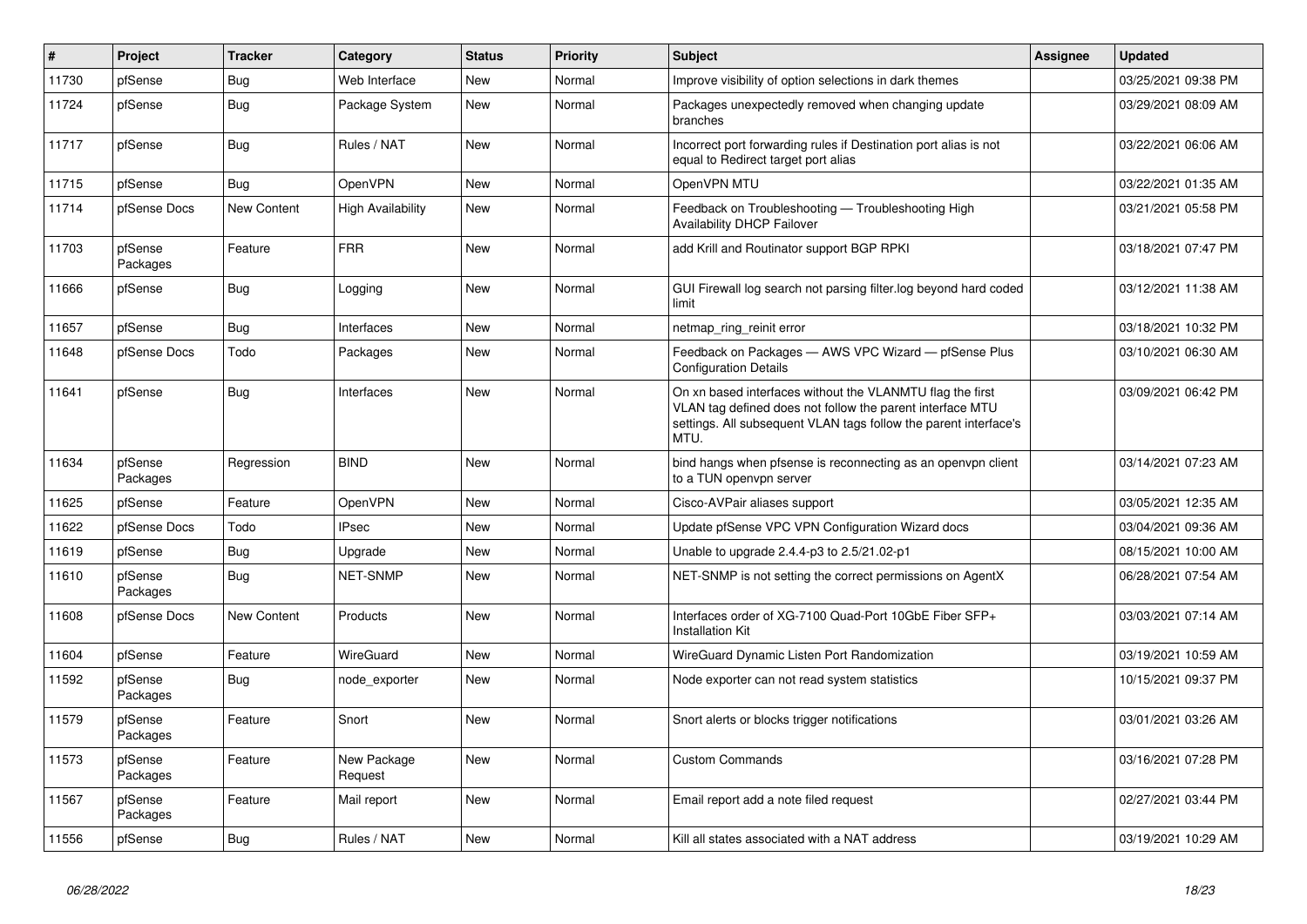| # | Project | Tracker | Category | Status | Priority | Subject | Assignee | Updated |
|---|---|---|---|---|---|---|---|---|
| 11730 | pfSense | Bug | Web Interface | New | Normal | Improve visibility of option selections in dark themes | | 03/25/2021 09:38 PM |
| 11724 | pfSense | Bug | Package System | New | Normal | Packages unexpectedly removed when changing update branches | | 03/29/2021 08:09 AM |
| 11717 | pfSense | Bug | Rules / NAT | New | Normal | Incorrect port forwarding rules if Destination port alias is not equal to Redirect target port alias | | 03/22/2021 06:06 AM |
| 11715 | pfSense | Bug | OpenVPN | New | Normal | OpenVPN MTU | | 03/22/2021 01:35 AM |
| 11714 | pfSense Docs | New Content | High Availability | New | Normal | Feedback on Troubleshooting — Troubleshooting High Availability DHCP Failover | | 03/21/2021 05:58 PM |
| 11703 | pfSense Packages | Feature | FRR | New | Normal | add Krill and Routinator support BGP RPKI | | 03/18/2021 07:47 PM |
| 11666 | pfSense | Bug | Logging | New | Normal | GUI Firewall log search not parsing filter.log beyond hard coded limit | | 03/12/2021 11:38 AM |
| 11657 | pfSense | Bug | Interfaces | New | Normal | netmap_ring_reinit error | | 03/18/2021 10:32 PM |
| 11648 | pfSense Docs | Todo | Packages | New | Normal | Feedback on Packages — AWS VPC Wizard — pfSense Plus Configuration Details | | 03/10/2021 06:30 AM |
| 11641 | pfSense | Bug | Interfaces | New | Normal | On xn based interfaces without the VLANMTU flag the first VLAN tag defined does not follow the parent interface MTU settings. All subsequent VLAN tags follow the parent interface's MTU. | | 03/09/2021 06:42 PM |
| 11634 | pfSense Packages | Regression | BIND | New | Normal | bind hangs when pfsense is reconnecting as an openvpn client to a TUN openvpn server | | 03/14/2021 07:23 AM |
| 11625 | pfSense | Feature | OpenVPN | New | Normal | Cisco-AVPair aliases support | | 03/05/2021 12:35 AM |
| 11622 | pfSense Docs | Todo | IPsec | New | Normal | Update pfSense VPC VPN Configuration Wizard docs | | 03/04/2021 09:36 AM |
| 11619 | pfSense | Bug | Upgrade | New | Normal | Unable to upgrade 2.4.4-p3 to 2.5/21.02-p1 | | 08/15/2021 10:00 AM |
| 11610 | pfSense Packages | Bug | NET-SNMP | New | Normal | NET-SNMP is not setting the correct permissions on AgentX | | 06/28/2021 07:54 AM |
| 11608 | pfSense Docs | New Content | Products | New | Normal | Interfaces order of XG-7100 Quad-Port 10GbE Fiber SFP+ Installation Kit | | 03/03/2021 07:14 AM |
| 11604 | pfSense | Feature | WireGuard | New | Normal | WireGuard Dynamic Listen Port Randomization | | 03/19/2021 10:59 AM |
| 11592 | pfSense Packages | Bug | node_exporter | New | Normal | Node exporter can not read system statistics | | 10/15/2021 09:37 PM |
| 11579 | pfSense Packages | Feature | Snort | New | Normal | Snort alerts or blocks trigger notifications | | 03/01/2021 03:26 AM |
| 11573 | pfSense Packages | Feature | New Package Request | New | Normal | Custom Commands | | 03/16/2021 07:28 PM |
| 11567 | pfSense Packages | Feature | Mail report | New | Normal | Email report add a note filed request | | 02/27/2021 03:44 PM |
| 11556 | pfSense | Bug | Rules / NAT | New | Normal | Kill all states associated with a NAT address | | 03/19/2021 10:29 AM |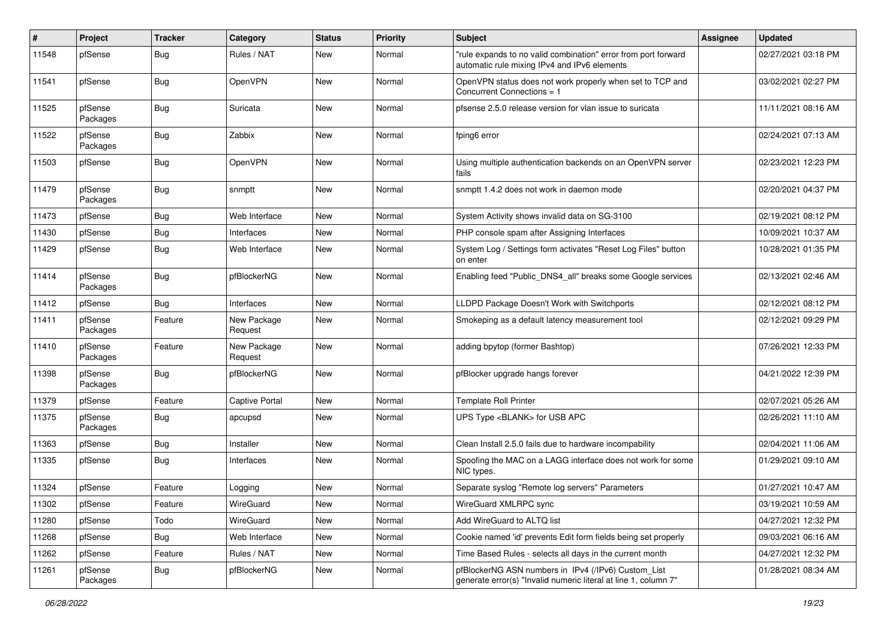| # | Project | Tracker | Category | Status | Priority | Subject | Assignee | Updated |
|---|---|---|---|---|---|---|---|---|
| 11548 | pfSense | Bug | Rules / NAT | New | Normal | "rule expands to no valid combination" error from port forward automatic rule mixing IPv4 and IPv6 elements | | 02/27/2021 03:18 PM |
| 11541 | pfSense | Bug | OpenVPN | New | Normal | OpenVPN status does not work properly when set to TCP and Concurrent Connections = 1 | | 03/02/2021 02:27 PM |
| 11525 | pfSense Packages | Bug | Suricata | New | Normal | pfsense 2.5.0 release version for vlan issue to suricata | | 11/11/2021 08:16 AM |
| 11522 | pfSense Packages | Bug | Zabbix | New | Normal | fping6 error | | 02/24/2021 07:13 AM |
| 11503 | pfSense | Bug | OpenVPN | New | Normal | Using multiple authentication backends on an OpenVPN server fails | | 02/23/2021 12:23 PM |
| 11479 | pfSense Packages | Bug | snmptt | New | Normal | snmptt 1.4.2 does not work in daemon mode | | 02/20/2021 04:37 PM |
| 11473 | pfSense | Bug | Web Interface | New | Normal | System Activity shows invalid data on SG-3100 | | 02/19/2021 08:12 PM |
| 11430 | pfSense | Bug | Interfaces | New | Normal | PHP console spam after Assigning Interfaces | | 10/09/2021 10:37 AM |
| 11429 | pfSense | Bug | Web Interface | New | Normal | System Log / Settings form activates "Reset Log Files" button on enter | | 10/28/2021 01:35 PM |
| 11414 | pfSense Packages | Bug | pfBlockerNG | New | Normal | Enabling feed "Public_DNS4_all" breaks some Google services | | 02/13/2021 02:46 AM |
| 11412 | pfSense | Bug | Interfaces | New | Normal | LLDPD Package Doesn't Work with Switchports | | 02/12/2021 08:12 PM |
| 11411 | pfSense Packages | Feature | New Package Request | New | Normal | Smokeping as a default latency measurement tool | | 02/12/2021 09:29 PM |
| 11410 | pfSense Packages | Feature | New Package Request | New | Normal | adding bpytop (former Bashtop) | | 07/26/2021 12:33 PM |
| 11398 | pfSense Packages | Bug | pfBlockerNG | New | Normal | pfBlocker upgrade hangs forever | | 04/21/2022 12:39 PM |
| 11379 | pfSense | Feature | Captive Portal | New | Normal | Template Roll Printer | | 02/07/2021 05:26 AM |
| 11375 | pfSense Packages | Bug | apcupsd | New | Normal | UPS Type <BLANK> for USB APC | | 02/26/2021 11:10 AM |
| 11363 | pfSense | Bug | Installer | New | Normal | Clean Install 2.5.0 fails due to hardware incompability | | 02/04/2021 11:06 AM |
| 11335 | pfSense | Bug | Interfaces | New | Normal | Spoofing the MAC on a LAGG interface does not work for some NIC types. | | 01/29/2021 09:10 AM |
| 11324 | pfSense | Feature | Logging | New | Normal | Separate syslog "Remote log servers" Parameters | | 01/27/2021 10:47 AM |
| 11302 | pfSense | Feature | WireGuard | New | Normal | WireGuard XMLRPC sync | | 03/19/2021 10:59 AM |
| 11280 | pfSense | Todo | WireGuard | New | Normal | Add WireGuard to ALTQ list | | 04/27/2021 12:32 PM |
| 11268 | pfSense | Bug | Web Interface | New | Normal | Cookie named 'id' prevents Edit form fields being set properly | | 09/03/2021 06:16 AM |
| 11262 | pfSense | Feature | Rules / NAT | New | Normal | Time Based Rules - selects all days in the current month | | 04/27/2021 12:32 PM |
| 11261 | pfSense Packages | Bug | pfBlockerNG | New | Normal | pfBlockerNG ASN numbers in IPv4 (/IPv6) Custom_List generate error(s) "Invalid numeric literal at line 1, column 7" | | 01/28/2021 08:34 AM |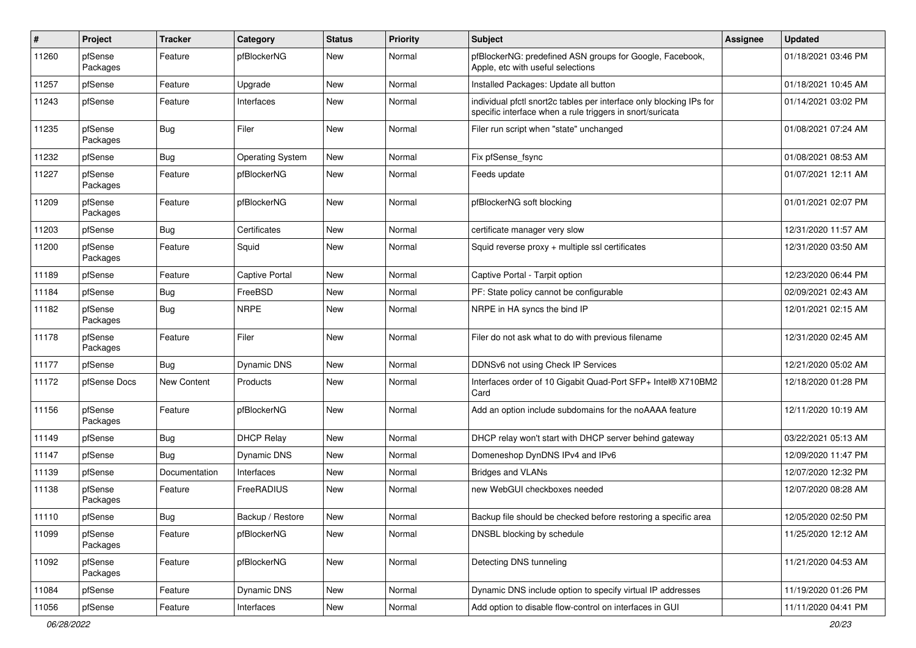| # | Project | Tracker | Category | Status | Priority | Subject | Assignee | Updated |
|---|---|---|---|---|---|---|---|---|
| 11260 | pfSense Packages | Feature | pfBlockerNG | New | Normal | pfBlockerNG: predefined ASN groups for Google, Facebook, Apple, etc with useful selections | | 01/18/2021 03:46 PM |
| 11257 | pfSense | Feature | Upgrade | New | Normal | Installed Packages: Update all button | | 01/18/2021 10:45 AM |
| 11243 | pfSense | Feature | Interfaces | New | Normal | individual pfctl snort2c tables per interface only blocking IPs for specific interface when a rule triggers in snort/suricata | | 01/14/2021 03:02 PM |
| 11235 | pfSense Packages | Bug | Filer | New | Normal | Filer run script when "state" unchanged | | 01/08/2021 07:24 AM |
| 11232 | pfSense | Bug | Operating System | New | Normal | Fix pfSense_fsync | | 01/08/2021 08:53 AM |
| 11227 | pfSense Packages | Feature | pfBlockerNG | New | Normal | Feeds update | | 01/07/2021 12:11 AM |
| 11209 | pfSense Packages | Feature | pfBlockerNG | New | Normal | pfBlockerNG soft blocking | | 01/01/2021 02:07 PM |
| 11203 | pfSense | Bug | Certificates | New | Normal | certificate manager very slow | | 12/31/2020 11:57 AM |
| 11200 | pfSense Packages | Feature | Squid | New | Normal | Squid reverse proxy + multiple ssl certificates | | 12/31/2020 03:50 AM |
| 11189 | pfSense | Feature | Captive Portal | New | Normal | Captive Portal - Tarpit option | | 12/23/2020 06:44 PM |
| 11184 | pfSense | Bug | FreeBSD | New | Normal | PF: State policy cannot be configurable | | 02/09/2021 02:43 AM |
| 11182 | pfSense Packages | Bug | NRPE | New | Normal | NRPE in HA syncs the bind IP | | 12/01/2021 02:15 AM |
| 11178 | pfSense Packages | Feature | Filer | New | Normal | Filer do not ask what to do with previous filename | | 12/31/2020 02:45 AM |
| 11177 | pfSense | Bug | Dynamic DNS | New | Normal | DDNSv6 not using Check IP Services | | 12/21/2020 05:02 AM |
| 11172 | pfSense Docs | New Content | Products | New | Normal | Interfaces order of 10 Gigabit Quad-Port SFP+ Intel® X710BM2 Card | | 12/18/2020 01:28 PM |
| 11156 | pfSense Packages | Feature | pfBlockerNG | New | Normal | Add an option include subdomains for the noAAAA feature | | 12/11/2020 10:19 AM |
| 11149 | pfSense | Bug | DHCP Relay | New | Normal | DHCP relay won't start with DHCP server behind gateway | | 03/22/2021 05:13 AM |
| 11147 | pfSense | Bug | Dynamic DNS | New | Normal | Domeneshop DynDNS IPv4 and IPv6 | | 12/09/2020 11:47 PM |
| 11139 | pfSense | Documentation | Interfaces | New | Normal | Bridges and VLANs | | 12/07/2020 12:32 PM |
| 11138 | pfSense Packages | Feature | FreeRADIUS | New | Normal | new WebGUI checkboxes needed | | 12/07/2020 08:28 AM |
| 11110 | pfSense | Bug | Backup / Restore | New | Normal | Backup file should be checked before restoring a specific area | | 12/05/2020 02:50 PM |
| 11099 | pfSense Packages | Feature | pfBlockerNG | New | Normal | DNSBL blocking by schedule | | 11/25/2020 12:12 AM |
| 11092 | pfSense Packages | Feature | pfBlockerNG | New | Normal | Detecting DNS tunneling | | 11/21/2020 04:53 AM |
| 11084 | pfSense | Feature | Dynamic DNS | New | Normal | Dynamic DNS include option to specify virtual IP addresses | | 11/19/2020 01:26 PM |
| 11056 | pfSense | Feature | Interfaces | New | Normal | Add option to disable flow-control on interfaces in GUI | | 11/11/2020 04:41 PM |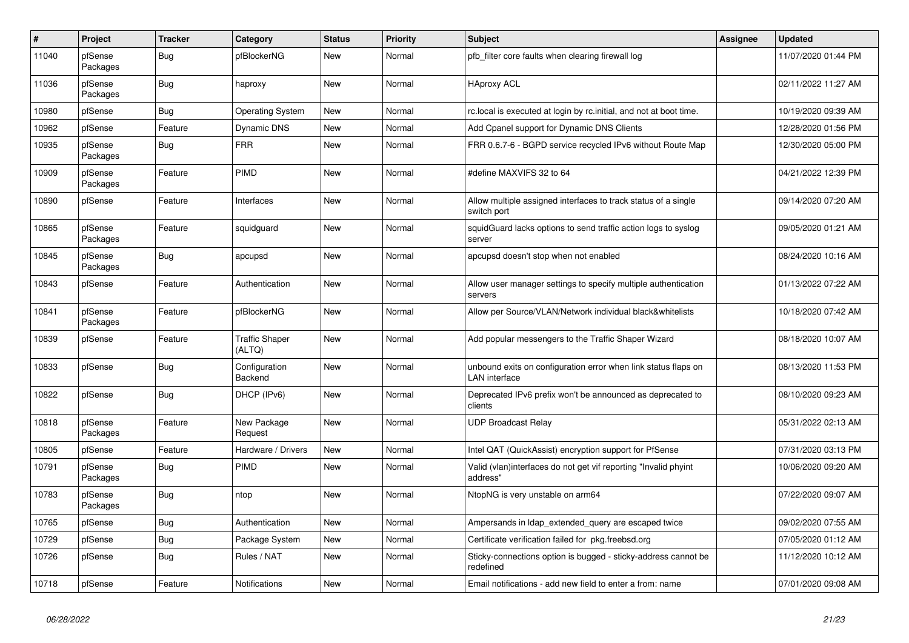| # | Project | Tracker | Category | Status | Priority | Subject | Assignee | Updated |
|---|---|---|---|---|---|---|---|---|
| 11040 | pfSense Packages | Bug | pfBlockerNG | New | Normal | pfb_filter core faults when clearing firewall log | | 11/07/2020 01:44 PM |
| 11036 | pfSense Packages | Bug | haproxy | New | Normal | HAproxy ACL | | 02/11/2022 11:27 AM |
| 10980 | pfSense | Bug | Operating System | New | Normal | rc.local is executed at login by rc.initial, and not at boot time. | | 10/19/2020 09:39 AM |
| 10962 | pfSense | Feature | Dynamic DNS | New | Normal | Add Cpanel support for Dynamic DNS Clients | | 12/28/2020 01:56 PM |
| 10935 | pfSense Packages | Bug | FRR | New | Normal | FRR 0.6.7-6 - BGPD service recycled IPv6 without Route Map | | 12/30/2020 05:00 PM |
| 10909 | pfSense Packages | Feature | PIMD | New | Normal | #define MAXVIFS 32 to 64 | | 04/21/2022 12:39 PM |
| 10890 | pfSense | Feature | Interfaces | New | Normal | Allow multiple assigned interfaces to track status of a single switch port | | 09/14/2020 07:20 AM |
| 10865 | pfSense Packages | Feature | squidguard | New | Normal | squidGuard lacks options to send traffic action logs to syslog server | | 09/05/2020 01:21 AM |
| 10845 | pfSense Packages | Bug | apcupsd | New | Normal | apcupsd doesn't stop when not enabled | | 08/24/2020 10:16 AM |
| 10843 | pfSense | Feature | Authentication | New | Normal | Allow user manager settings to specify multiple authentication servers | | 01/13/2022 07:22 AM |
| 10841 | pfSense Packages | Feature | pfBlockerNG | New | Normal | Allow per Source/VLAN/Network individual black&whitelists | | 10/18/2020 07:42 AM |
| 10839 | pfSense | Feature | Traffic Shaper (ALTQ) | New | Normal | Add popular messengers to the Traffic Shaper Wizard | | 08/18/2020 10:07 AM |
| 10833 | pfSense | Bug | Configuration Backend | New | Normal | unbound exits on configuration error when link status flaps on LAN interface | | 08/13/2020 11:53 PM |
| 10822 | pfSense | Bug | DHCP (IPv6) | New | Normal | Deprecated IPv6 prefix won't be announced as deprecated to clients | | 08/10/2020 09:23 AM |
| 10818 | pfSense Packages | Feature | New Package Request | New | Normal | UDP Broadcast Relay | | 05/31/2022 02:13 AM |
| 10805 | pfSense | Feature | Hardware / Drivers | New | Normal | Intel QAT (QuickAssist) encryption support for PfSense | | 07/31/2020 03:13 PM |
| 10791 | pfSense Packages | Bug | PIMD | New | Normal | Valid (vlan)interfaces do not get vif reporting "Invalid phyint address" | | 10/06/2020 09:20 AM |
| 10783 | pfSense Packages | Bug | ntop | New | Normal | NtopNG is very unstable on arm64 | | 07/22/2020 09:07 AM |
| 10765 | pfSense | Bug | Authentication | New | Normal | Ampersands in ldap_extended_query are escaped twice | | 09/02/2020 07:55 AM |
| 10729 | pfSense | Bug | Package System | New | Normal | Certificate verification failed for pkg.freebsd.org | | 07/05/2020 01:12 AM |
| 10726 | pfSense | Bug | Rules / NAT | New | Normal | Sticky-connections option is bugged - sticky-address cannot be redefined | | 11/12/2020 10:12 AM |
| 10718 | pfSense | Feature | Notifications | New | Normal | Email notifications - add new field to enter a from: name | | 07/01/2020 09:08 AM |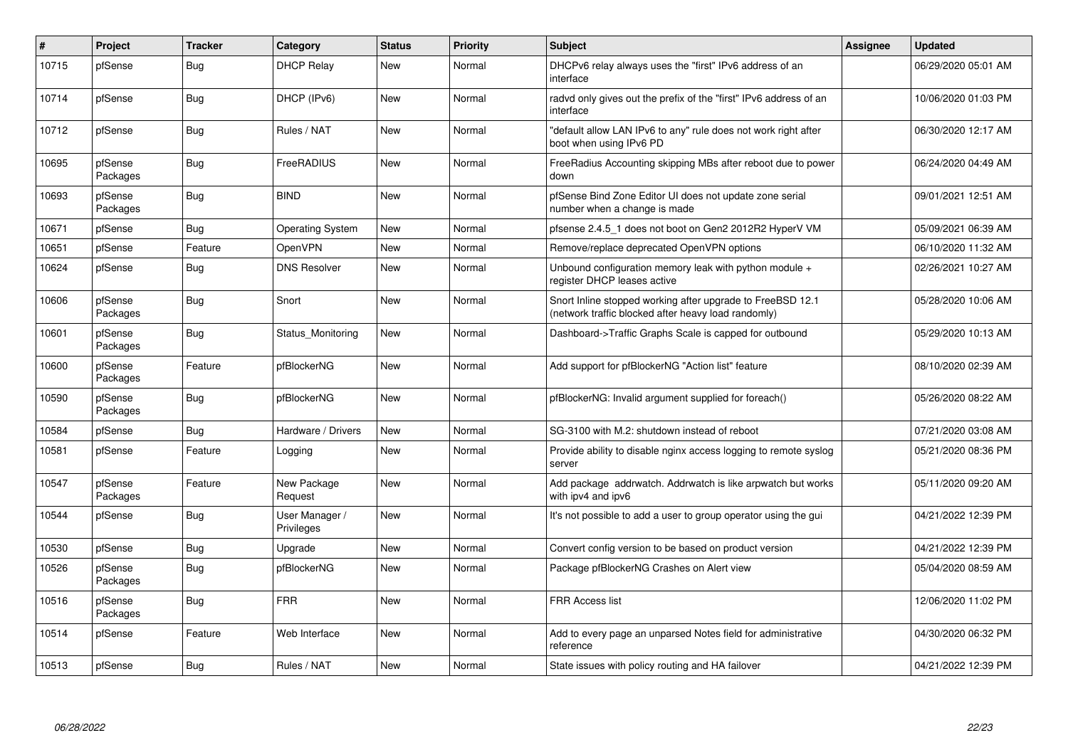| # | Project | Tracker | Category | Status | Priority | Subject | Assignee | Updated |
|---|---|---|---|---|---|---|---|---|
| 10715 | pfSense | Bug | DHCP Relay | New | Normal | DHCPv6 relay always uses the "first" IPv6 address of an interface | | 06/29/2020 05:01 AM |
| 10714 | pfSense | Bug | DHCP (IPv6) | New | Normal | radvd only gives out the prefix of the "first" IPv6 address of an interface | | 10/06/2020 01:03 PM |
| 10712 | pfSense | Bug | Rules / NAT | New | Normal | "default allow LAN IPv6 to any" rule does not work right after boot when using IPv6 PD | | 06/30/2020 12:17 AM |
| 10695 | pfSense Packages | Bug | FreeRADIUS | New | Normal | FreeRadius Accounting skipping MBs after reboot due to power down | | 06/24/2020 04:49 AM |
| 10693 | pfSense Packages | Bug | BIND | New | Normal | pfSense Bind Zone Editor UI does not update zone serial number when a change is made | | 09/01/2021 12:51 AM |
| 10671 | pfSense | Bug | Operating System | New | Normal | pfsense 2.4.5_1 does not boot on Gen2 2012R2 HyperV VM | | 05/09/2021 06:39 AM |
| 10651 | pfSense | Feature | OpenVPN | New | Normal | Remove/replace deprecated OpenVPN options | | 06/10/2020 11:32 AM |
| 10624 | pfSense | Bug | DNS Resolver | New | Normal | Unbound configuration memory leak with python module + register DHCP leases active | | 02/26/2021 10:27 AM |
| 10606 | pfSense Packages | Bug | Snort | New | Normal | Snort Inline stopped working after upgrade to FreeBSD 12.1 (network traffic blocked after heavy load randomly) | | 05/28/2020 10:06 AM |
| 10601 | pfSense Packages | Bug | Status_Monitoring | New | Normal | Dashboard->Traffic Graphs Scale is capped for outbound | | 05/29/2020 10:13 AM |
| 10600 | pfSense Packages | Feature | pfBlockerNG | New | Normal | Add support for pfBlockerNG "Action list" feature | | 08/10/2020 02:39 AM |
| 10590 | pfSense Packages | Bug | pfBlockerNG | New | Normal | pfBlockerNG: Invalid argument supplied for foreach() | | 05/26/2020 08:22 AM |
| 10584 | pfSense | Bug | Hardware / Drivers | New | Normal | SG-3100 with M.2: shutdown instead of reboot | | 07/21/2020 03:08 AM |
| 10581 | pfSense | Feature | Logging | New | Normal | Provide ability to disable nginx access logging to remote syslog server | | 05/21/2020 08:36 PM |
| 10547 | pfSense Packages | Feature | New Package Request | New | Normal | Add package addrwatch. Addrwatch is like arpwatch but works with ipv4 and ipv6 | | 05/11/2020 09:20 AM |
| 10544 | pfSense | Bug | User Manager / Privileges | New | Normal | It's not possible to add a user to group operator using the gui | | 04/21/2022 12:39 PM |
| 10530 | pfSense | Bug | Upgrade | New | Normal | Convert config version to be based on product version | | 04/21/2022 12:39 PM |
| 10526 | pfSense Packages | Bug | pfBlockerNG | New | Normal | Package pfBlockerNG Crashes on Alert view | | 05/04/2020 08:59 AM |
| 10516 | pfSense Packages | Bug | FRR | New | Normal | FRR Access list | | 12/06/2020 11:02 PM |
| 10514 | pfSense | Feature | Web Interface | New | Normal | Add to every page an unparsed Notes field for administrative reference | | 04/30/2020 06:32 PM |
| 10513 | pfSense | Bug | Rules / NAT | New | Normal | State issues with policy routing and HA failover | | 04/21/2022 12:39 PM |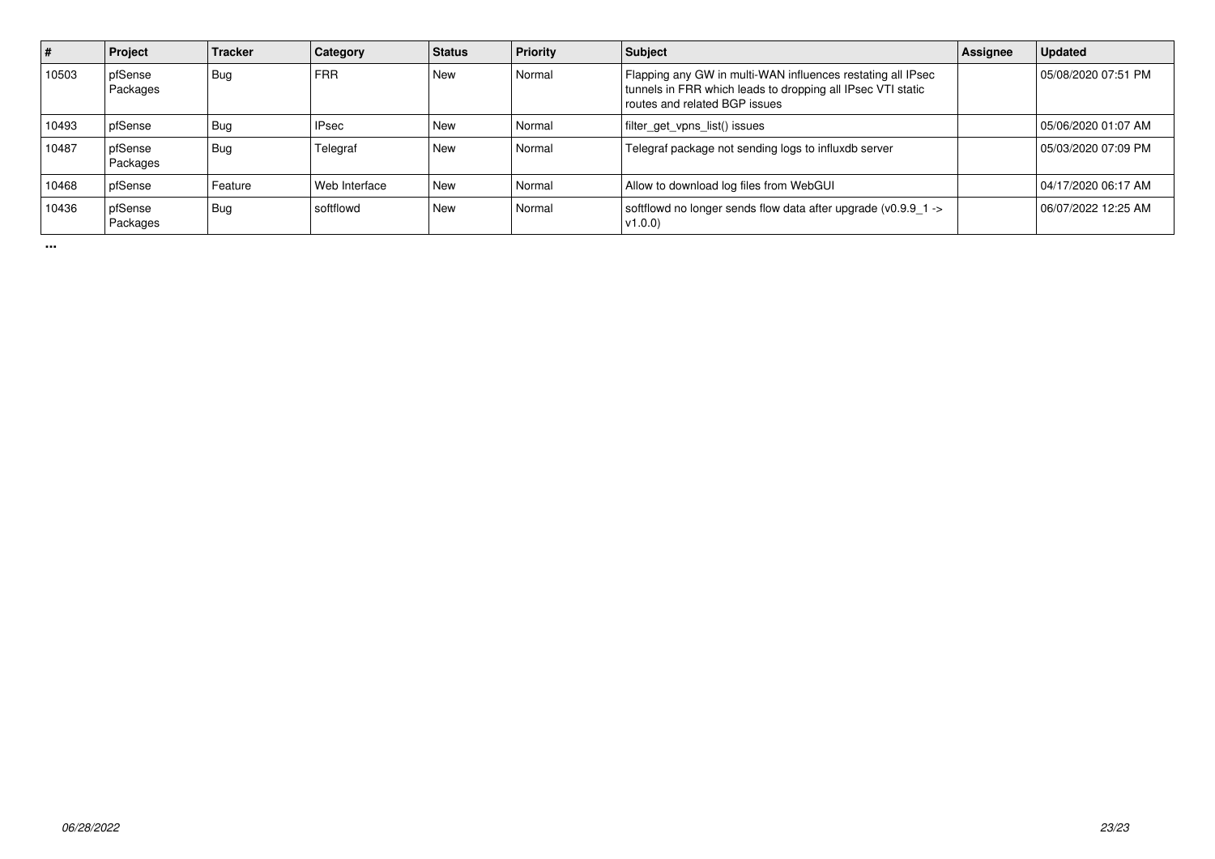| # | Project | Tracker | Category | Status | Priority | Subject | Assignee | Updated |
|---|---|---|---|---|---|---|---|---|
| 10503 | pfSense Packages | Bug | FRR | New | Normal | Flapping any GW in multi-WAN influences restating all IPsec tunnels in FRR which leads to dropping all IPsec VTI static routes and related BGP issues | | 05/08/2020 07:51 PM |
| 10493 | pfSense | Bug | IPsec | New | Normal | filter_get_vpns_list() issues | | 05/06/2020 01:07 AM |
| 10487 | pfSense Packages | Bug | Telegraf | New | Normal | Telegraf package not sending logs to influxdb server | | 05/03/2020 07:09 PM |
| 10468 | pfSense | Feature | Web Interface | New | Normal | Allow to download log files from WebGUI | | 04/17/2020 06:17 AM |
| 10436 | pfSense Packages | Bug | softflowd | New | Normal | softflowd no longer sends flow data after upgrade (v0.9.9_1 -> v1.0.0) | | 06/07/2022 12:25 AM |

...